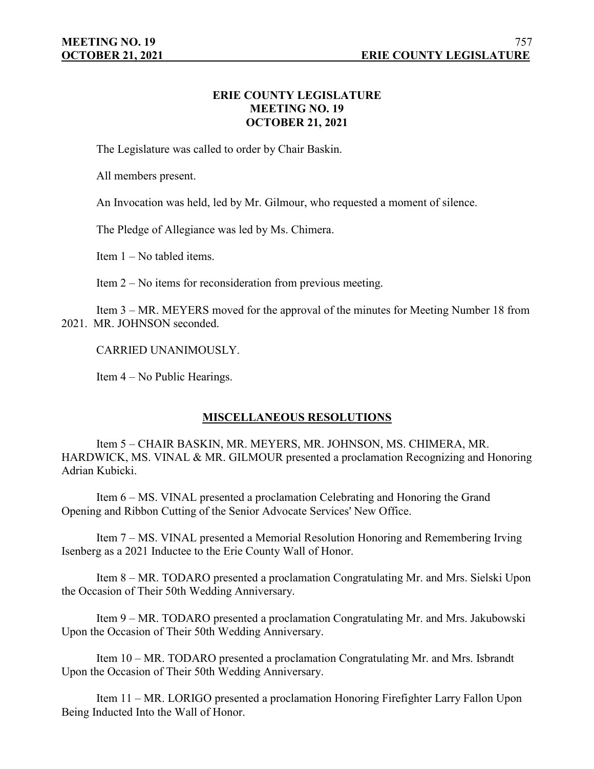# ERIE COUNTY LEGISLATURE
# MEETING NO. 19
# OCTOBER 21, 2021

The Legislature was called to order by Chair Baskin.

All members present.

An Invocation was held, led by Mr. Gilmour, who requested a moment of silence.

The Pledge of Allegiance was led by Ms. Chimera.

Item 1 – No tabled items.

Item 2 – No items for reconsideration from previous meeting.

Item 3 – MR. MEYERS moved for the approval of the minutes for Meeting Number 18 from 2021. MR. JOHNSON seconded.

CARRIED UNANIMOUSLY.

Item 4 – No Public Hearings.

## MISCELLANEOUS RESOLUTIONS

Item 5 – CHAIR BASKIN, MR. MEYERS, MR. JOHNSON, MS. CHIMERA, MR. HARDWICK, MS. VINAL & MR. GILMOUR presented a proclamation Recognizing and Honoring Adrian Kubicki.

Item 6 – MS. VINAL presented a proclamation Celebrating and Honoring the Grand Opening and Ribbon Cutting of the Senior Advocate Services' New Office.

Item 7 – MS. VINAL presented a Memorial Resolution Honoring and Remembering Irving Isenberg as a 2021 Inductee to the Erie County Wall of Honor.

Item 8 – MR. TODARO presented a proclamation Congratulating Mr. and Mrs. Sielski Upon the Occasion of Their 50th Wedding Anniversary.

Item 9 – MR. TODARO presented a proclamation Congratulating Mr. and Mrs. Jakubowski Upon the Occasion of Their 50th Wedding Anniversary.

Item 10 – MR. TODARO presented a proclamation Congratulating Mr. and Mrs. Isbrandt Upon the Occasion of Their 50th Wedding Anniversary.

Item 11 – MR. LORIGO presented a proclamation Honoring Firefighter Larry Fallon Upon Being Inducted Into the Wall of Honor.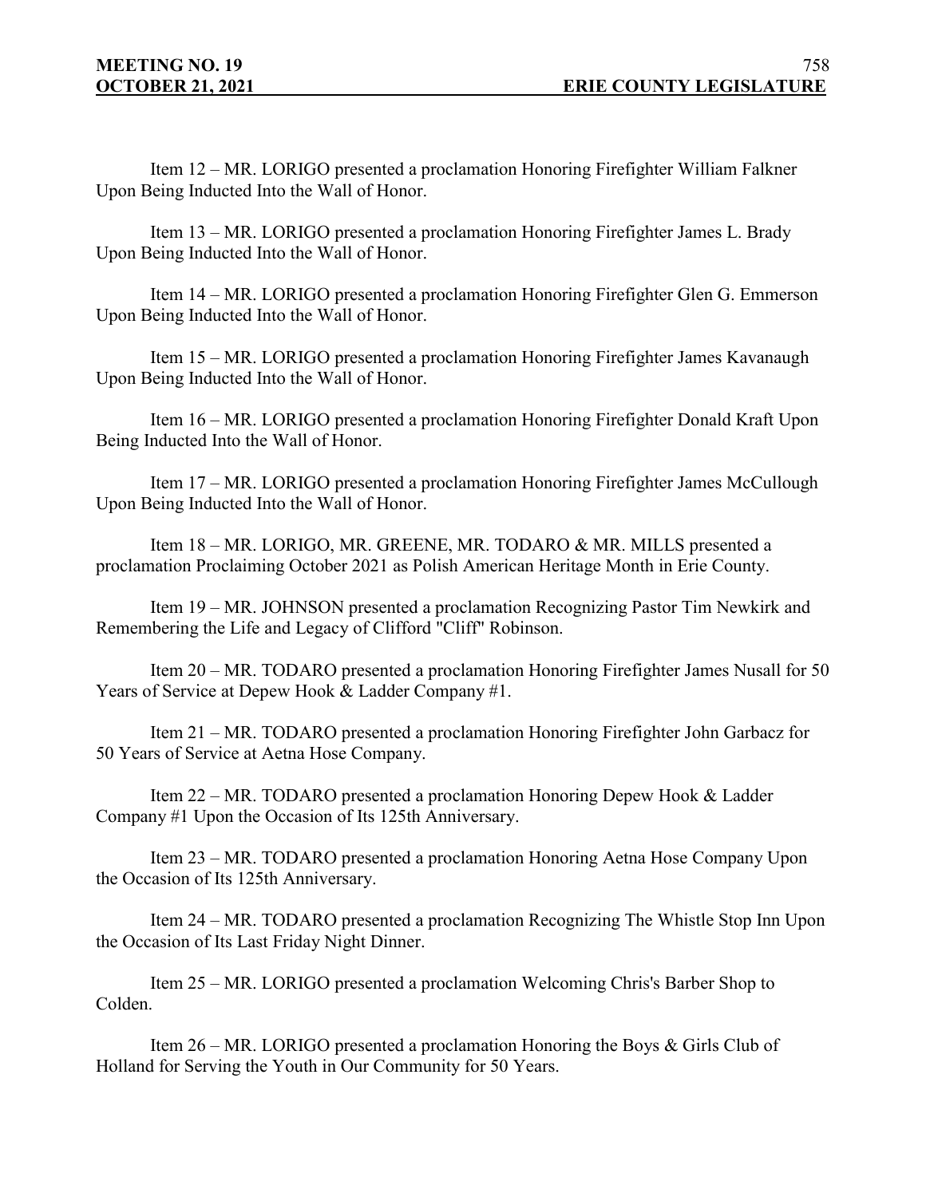Item 12 – MR. LORIGO presented a proclamation Honoring Firefighter William Falkner Upon Being Inducted Into the Wall of Honor.

Item 13 – MR. LORIGO presented a proclamation Honoring Firefighter James L. Brady Upon Being Inducted Into the Wall of Honor.

Item 14 – MR. LORIGO presented a proclamation Honoring Firefighter Glen G. Emmerson Upon Being Inducted Into the Wall of Honor.

Item 15 – MR. LORIGO presented a proclamation Honoring Firefighter James Kavanaugh Upon Being Inducted Into the Wall of Honor.

Item 16 – MR. LORIGO presented a proclamation Honoring Firefighter Donald Kraft Upon Being Inducted Into the Wall of Honor.

Item 17 – MR. LORIGO presented a proclamation Honoring Firefighter James McCullough Upon Being Inducted Into the Wall of Honor.

Item 18 – MR. LORIGO, MR. GREENE, MR. TODARO & MR. MILLS presented a proclamation Proclaiming October 2021 as Polish American Heritage Month in Erie County.

Item 19 – MR. JOHNSON presented a proclamation Recognizing Pastor Tim Newkirk and Remembering the Life and Legacy of Clifford "Cliff" Robinson.

Item 20 – MR. TODARO presented a proclamation Honoring Firefighter James Nusall for 50 Years of Service at Depew Hook & Ladder Company #1.

Item 21 – MR. TODARO presented a proclamation Honoring Firefighter John Garbacz for 50 Years of Service at Aetna Hose Company.

Item 22 – MR. TODARO presented a proclamation Honoring Depew Hook & Ladder Company #1 Upon the Occasion of Its 125th Anniversary.

Item 23 – MR. TODARO presented a proclamation Honoring Aetna Hose Company Upon the Occasion of Its 125th Anniversary.

Item 24 – MR. TODARO presented a proclamation Recognizing The Whistle Stop Inn Upon the Occasion of Its Last Friday Night Dinner.

Item 25 – MR. LORIGO presented a proclamation Welcoming Chris's Barber Shop to Colden.

Item 26 – MR. LORIGO presented a proclamation Honoring the Boys & Girls Club of Holland for Serving the Youth in Our Community for 50 Years.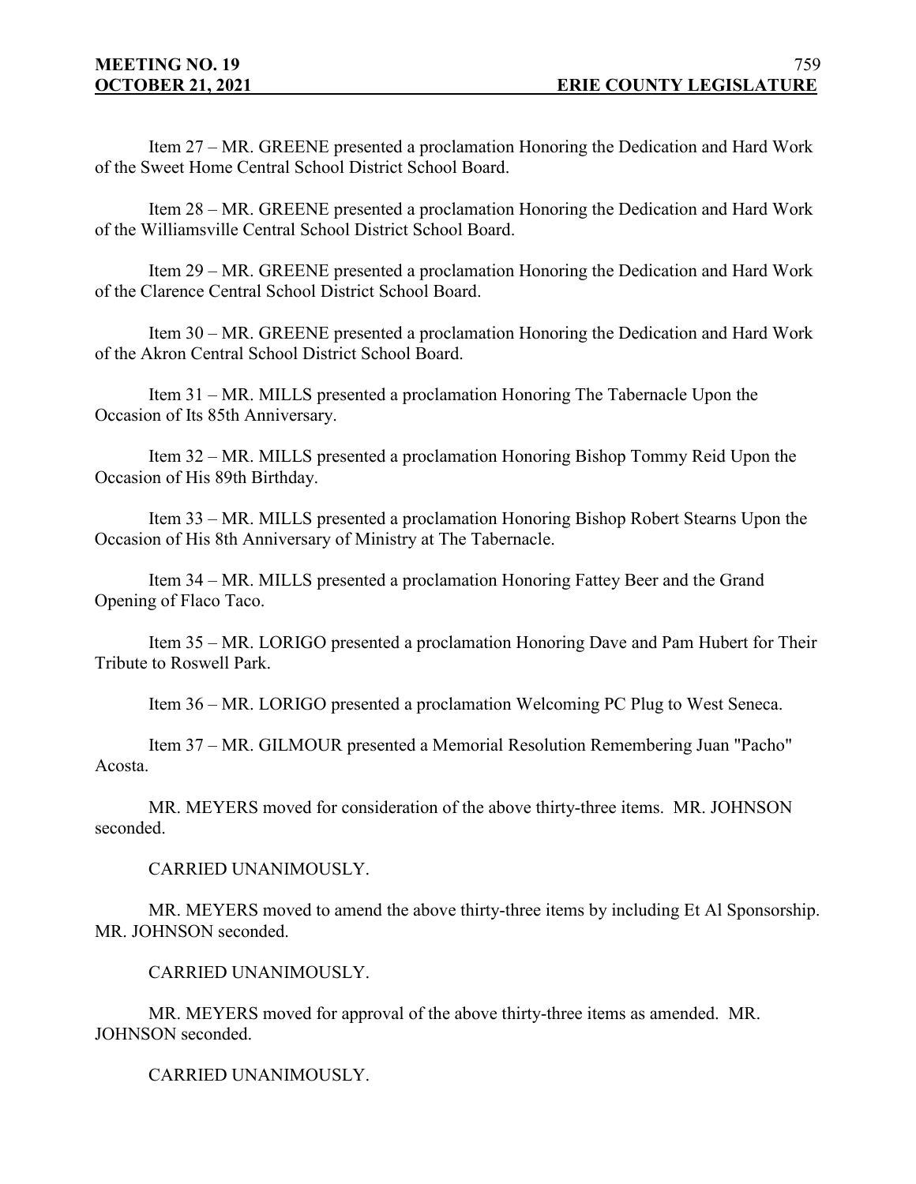Item 27 – MR. GREENE presented a proclamation Honoring the Dedication and Hard Work of the Sweet Home Central School District School Board.

Item 28 – MR. GREENE presented a proclamation Honoring the Dedication and Hard Work of the Williamsville Central School District School Board.

Item 29 – MR. GREENE presented a proclamation Honoring the Dedication and Hard Work of the Clarence Central School District School Board.

Item 30 – MR. GREENE presented a proclamation Honoring the Dedication and Hard Work of the Akron Central School District School Board.

Item 31 – MR. MILLS presented a proclamation Honoring The Tabernacle Upon the Occasion of Its 85th Anniversary.

Item 32 – MR. MILLS presented a proclamation Honoring Bishop Tommy Reid Upon the Occasion of His 89th Birthday.

Item 33 – MR. MILLS presented a proclamation Honoring Bishop Robert Stearns Upon the Occasion of His 8th Anniversary of Ministry at The Tabernacle.

Item 34 – MR. MILLS presented a proclamation Honoring Fattey Beer and the Grand Opening of Flaco Taco.

Item 35 – MR. LORIGO presented a proclamation Honoring Dave and Pam Hubert for Their Tribute to Roswell Park.

Item 36 – MR. LORIGO presented a proclamation Welcoming PC Plug to West Seneca.

Item 37 – MR. GILMOUR presented a Memorial Resolution Remembering Juan "Pacho" Acosta.

MR. MEYERS moved for consideration of the above thirty-three items. MR. JOHNSON seconded.

CARRIED UNANIMOUSLY.

MR. MEYERS moved to amend the above thirty-three items by including Et Al Sponsorship. MR. JOHNSON seconded.

CARRIED UNANIMOUSLY.

MR. MEYERS moved for approval of the above thirty-three items as amended. MR. JOHNSON seconded.

CARRIED UNANIMOUSLY.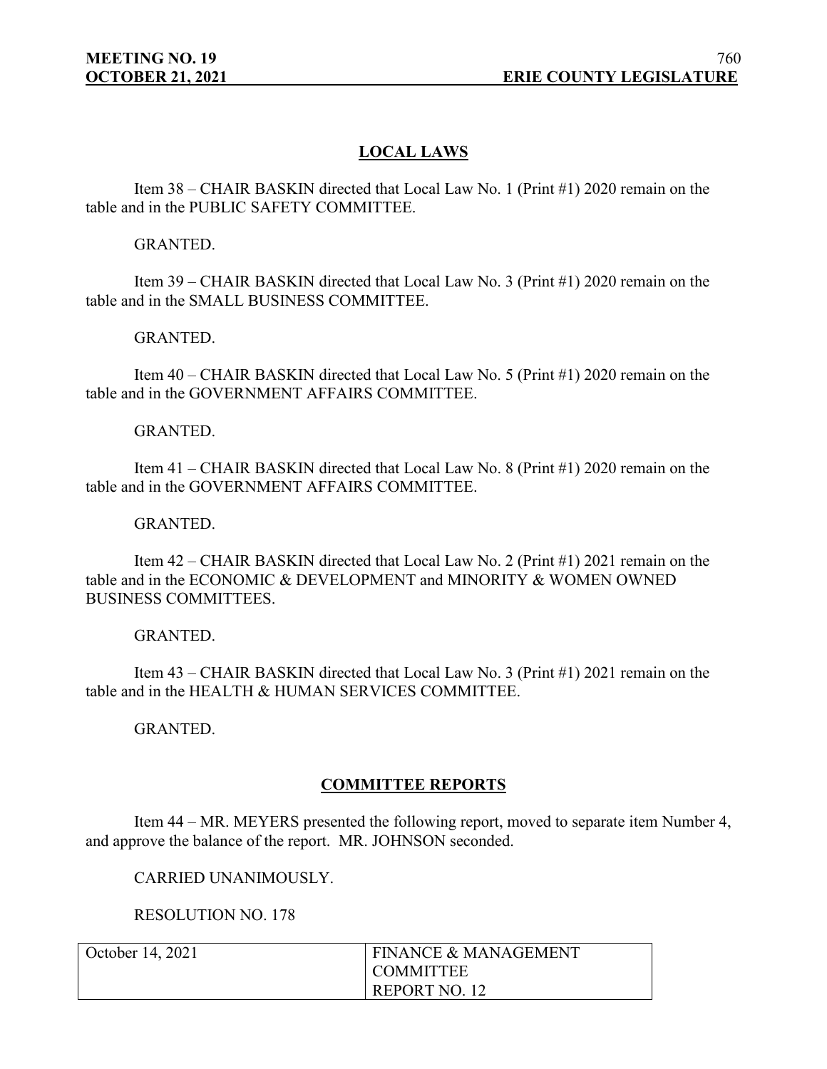## LOCAL LAWS

Item 38 – CHAIR BASKIN directed that Local Law No. 1 (Print #1) 2020 remain on the table and in the PUBLIC SAFETY COMMITTEE.

GRANTED.

Item 39 – CHAIR BASKIN directed that Local Law No. 3 (Print #1) 2020 remain on the table and in the SMALL BUSINESS COMMITTEE.

GRANTED.

Item 40 – CHAIR BASKIN directed that Local Law No. 5 (Print #1) 2020 remain on the table and in the GOVERNMENT AFFAIRS COMMITTEE.

GRANTED.

Item 41 – CHAIR BASKIN directed that Local Law No. 8 (Print #1) 2020 remain on the table and in the GOVERNMENT AFFAIRS COMMITTEE.

GRANTED.

Item 42 – CHAIR BASKIN directed that Local Law No. 2 (Print #1) 2021 remain on the table and in the ECONOMIC & DEVELOPMENT and MINORITY & WOMEN OWNED BUSINESS COMMITTEES.

GRANTED.

Item 43 – CHAIR BASKIN directed that Local Law No. 3 (Print #1) 2021 remain on the table and in the HEALTH & HUMAN SERVICES COMMITTEE.

GRANTED.

## COMMITTEE REPORTS

Item 44 – MR. MEYERS presented the following report, moved to separate item Number 4, and approve the balance of the report. MR. JOHNSON seconded.

CARRIED UNANIMOUSLY.

RESOLUTION NO. 178

| | |
|---|---|
| October 14, 2021 | FINANCE & MANAGEMENT COMMITTEE<br>REPORT NO. 12 |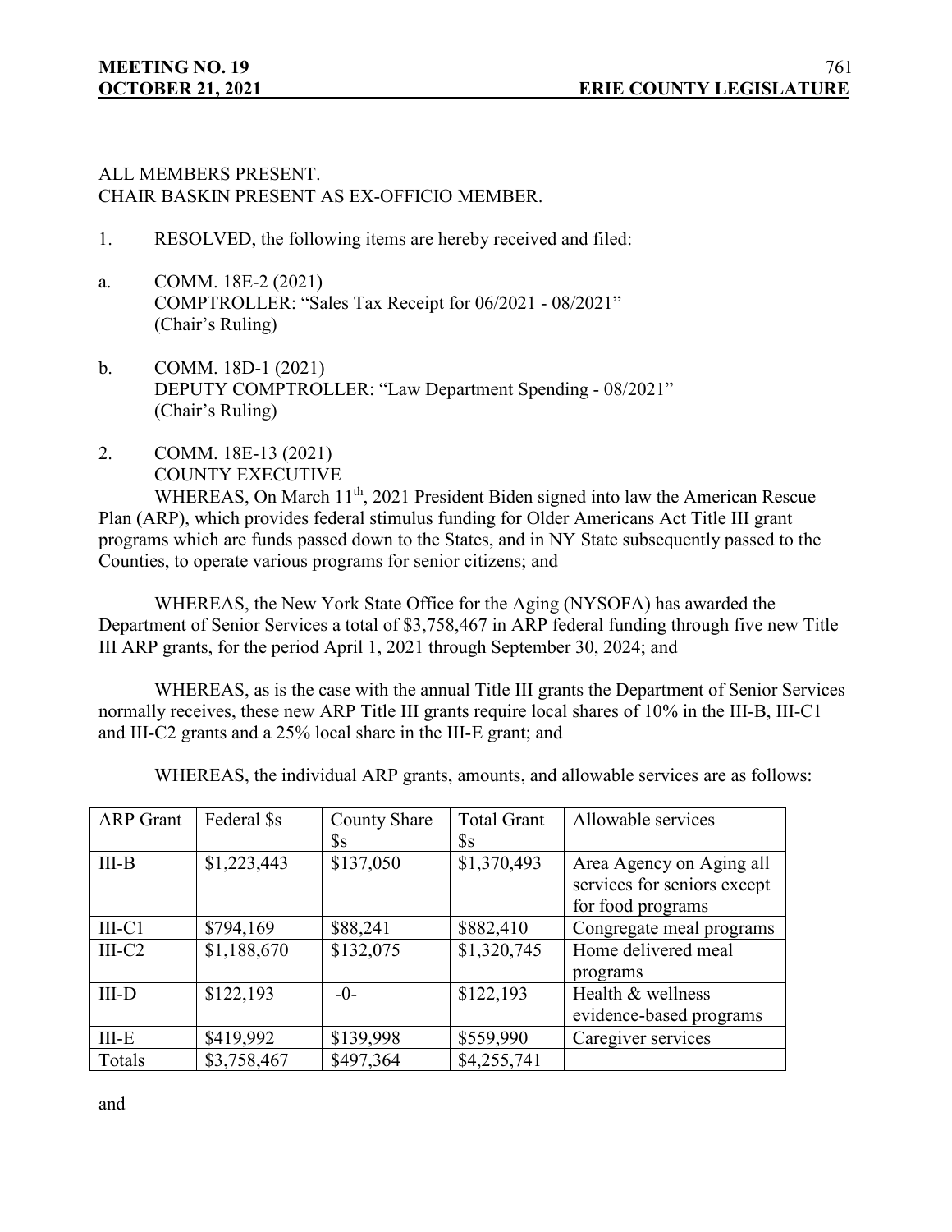ALL MEMBERS PRESENT.
CHAIR BASKIN PRESENT AS EX-OFFICIO MEMBER.

1. RESOLVED, the following items are hereby received and filed:

a. COMM. 18E-2 (2021)
COMPTROLLER: "Sales Tax Receipt for 06/2021 - 08/2021"
(Chair's Ruling)

b. COMM. 18D-1 (2021)
DEPUTY COMPTROLLER: "Law Department Spending - 08/2021"
(Chair's Ruling)

2. COMM. 18E-13 (2021)
COUNTY EXECUTIVE

WHEREAS, On March 11th, 2021 President Biden signed into law the American Rescue Plan (ARP), which provides federal stimulus funding for Older Americans Act Title III grant programs which are funds passed down to the States, and in NY State subsequently passed to the Counties, to operate various programs for senior citizens; and

WHEREAS, the New York State Office for the Aging (NYSOFA) has awarded the Department of Senior Services a total of $3,758,467 in ARP federal funding through five new Title III ARP grants, for the period April 1, 2021 through September 30, 2024; and

WHEREAS, as is the case with the annual Title III grants the Department of Senior Services normally receives, these new ARP Title III grants require local shares of 10% in the III-B, III-C1 and III-C2 grants and a 25% local share in the III-E grant; and

WHEREAS, the individual ARP grants, amounts, and allowable services are as follows:

| ARP Grant | Federal $s | County Share $s | Total Grant $s | Allowable services |
|---|---|---|---|---|
| III-B | $1,223,443 | $137,050 | $1,370,493 | Area Agency on Aging all services for seniors except for food programs |
| III-C1 | $794,169 | $88,241 | $882,410 | Congregate meal programs |
| III-C2 | $1,188,670 | $132,075 | $1,320,745 | Home delivered meal programs |
| III-D | $122,193 | -0- | $122,193 | Health & wellness evidence-based programs |
| III-E | $419,992 | $139,998 | $559,990 | Caregiver services |
| Totals | $3,758,467 | $497,364 | $4,255,741 | |

and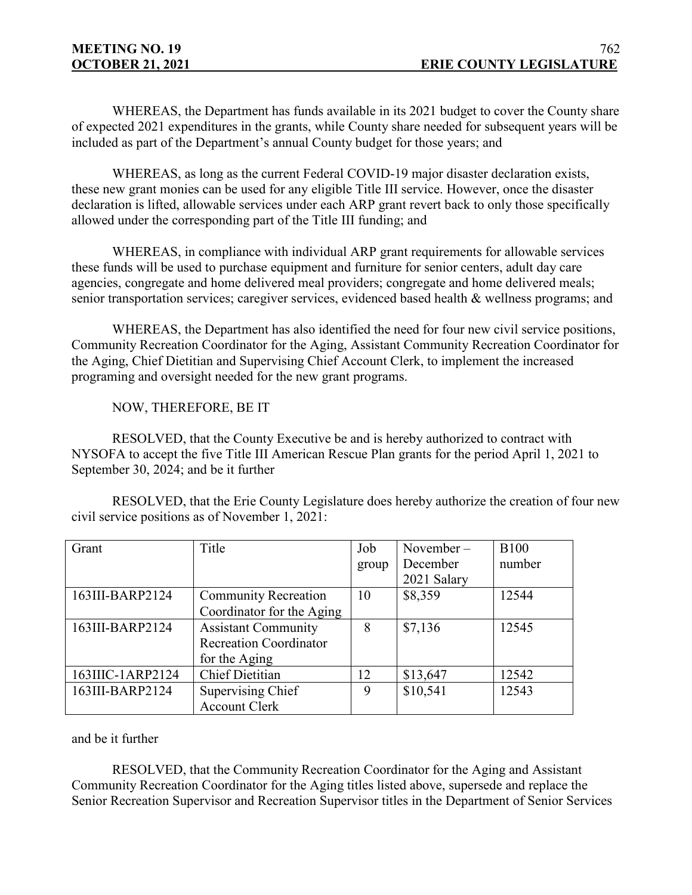WHEREAS, the Department has funds available in its 2021 budget to cover the County share of expected 2021 expenditures in the grants, while County share needed for subsequent years will be included as part of the Department's annual County budget for those years; and

WHEREAS, as long as the current Federal COVID-19 major disaster declaration exists, these new grant monies can be used for any eligible Title III service. However, once the disaster declaration is lifted, allowable services under each ARP grant revert back to only those specifically allowed under the corresponding part of the Title III funding; and

WHEREAS, in compliance with individual ARP grant requirements for allowable services these funds will be used to purchase equipment and furniture for senior centers, adult day care agencies, congregate and home delivered meal providers; congregate and home delivered meals; senior transportation services; caregiver services, evidenced based health & wellness programs; and

WHEREAS, the Department has also identified the need for four new civil service positions, Community Recreation Coordinator for the Aging, Assistant Community Recreation Coordinator for the Aging, Chief Dietitian and Supervising Chief Account Clerk, to implement the increased programing and oversight needed for the new grant programs.

NOW, THEREFORE, BE IT

RESOLVED, that the County Executive be and is hereby authorized to contract with NYSOFA to accept the five Title III American Rescue Plan grants for the period April 1, 2021 to September 30, 2024; and be it further

RESOLVED, that the Erie County Legislature does hereby authorize the creation of four new civil service positions as of November 1, 2021:

| Grant | Title | Job group | November – December 2021 Salary | B100 number |
|---|---|---|---|---|
| 163III-BARP2124 | Community Recreation Coordinator for the Aging | 10 | $8,359 | 12544 |
| 163III-BARP2124 | Assistant Community Recreation Coordinator for the Aging | 8 | $7,136 | 12545 |
| 163IIIC-1ARP2124 | Chief Dietitian | 12 | $13,647 | 12542 |
| 163III-BARP2124 | Supervising Chief Account Clerk | 9 | $10,541 | 12543 |

and be it further

RESOLVED, that the Community Recreation Coordinator for the Aging and Assistant Community Recreation Coordinator for the Aging titles listed above, supersede and replace the Senior Recreation Supervisor and Recreation Supervisor titles in the Department of Senior Services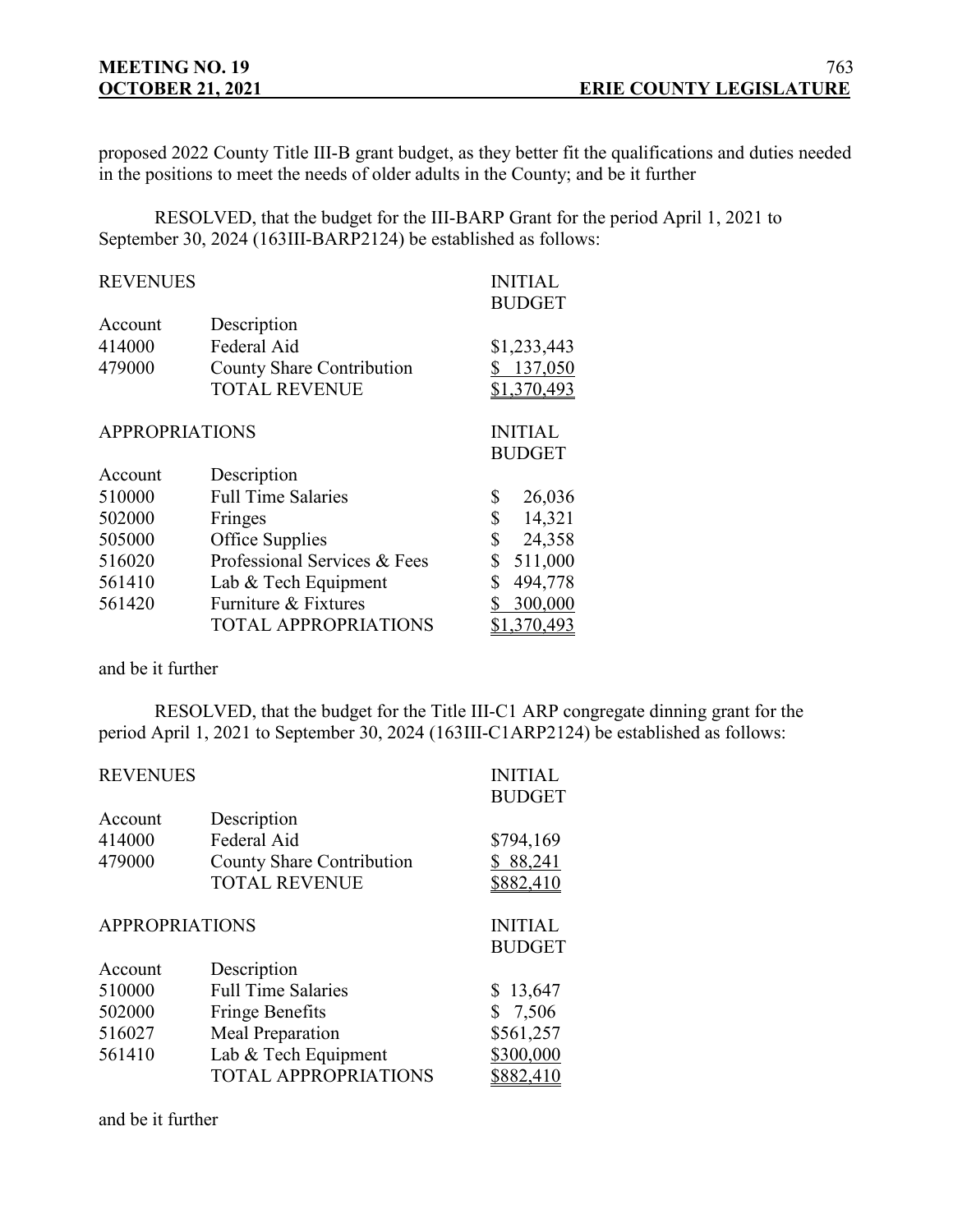proposed 2022 County Title III-B grant budget, as they better fit the qualifications and duties needed in the positions to meet the needs of older adults in the County; and be it further

RESOLVED, that the budget for the III-BARP Grant for the period April 1, 2021 to September 30, 2024 (163III-BARP2124) be established as follows:

| REVENUES | | INITIAL BUDGET |
|---|---|---|
| Account | Description | |
| 414000 | Federal Aid | $1,233,443 |
| 479000 | County Share Contribution | $ 137,050 |
| | TOTAL REVENUE | $1,370,493 |

| APPROPRIATIONS | | INITIAL BUDGET |
|---|---|---|
| Account | Description | |
| 510000 | Full Time Salaries | $ 26,036 |
| 502000 | Fringes | $ 14,321 |
| 505000 | Office Supplies | $ 24,358 |
| 516020 | Professional Services & Fees | $ 511,000 |
| 561410 | Lab & Tech Equipment | $ 494,778 |
| 561420 | Furniture & Fixtures | $ 300,000 |
| | TOTAL APPROPRIATIONS | $1,370,493 |

and be it further

RESOLVED, that the budget for the Title III-C1 ARP congregate dinning grant for the period April 1, 2021 to September 30, 2024 (163III-C1ARP2124) be established as follows:

| REVENUES | | INITIAL BUDGET |
|---|---|---|
| Account | Description | |
| 414000 | Federal Aid | $794,169 |
| 479000 | County Share Contribution | $ 88,241 |
| | TOTAL REVENUE | $882,410 |

| APPROPRIATIONS | | INITIAL BUDGET |
|---|---|---|
| Account | Description | |
| 510000 | Full Time Salaries | $ 13,647 |
| 502000 | Fringe Benefits | $ 7,506 |
| 516027 | Meal Preparation | $561,257 |
| 561410 | Lab & Tech Equipment | $300,000 |
| | TOTAL APPROPRIATIONS | $882,410 |

and be it further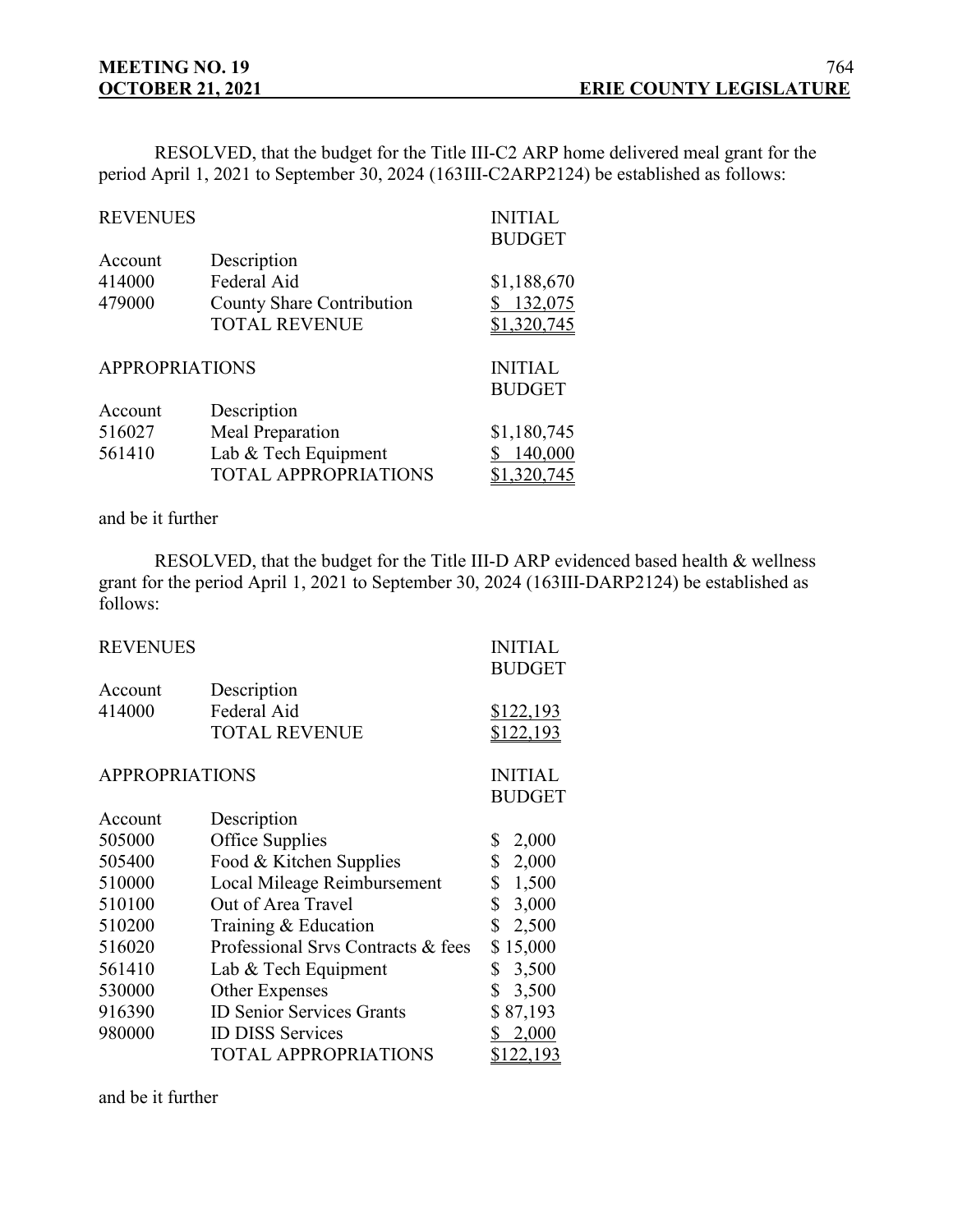RESOLVED, that the budget for the Title III-C2 ARP home delivered meal grant for the period April 1, 2021 to September 30, 2024 (163III-C2ARP2124) be established as follows:

| REVENUES | | INITIAL BUDGET |
|---|---|---|
| Account | Description | |
| 414000 | Federal Aid | $1,188,670 |
| 479000 | County Share Contribution | $ 132,075 |
| | TOTAL REVENUE | $1,320,745 |

| APPROPRIATIONS | | INITIAL BUDGET |
|---|---|---|
| Account | Description | |
| 516027 | Meal Preparation | $1,180,745 |
| 561410 | Lab & Tech Equipment | $ 140,000 |
| | TOTAL APPROPRIATIONS | $1,320,745 |

and be it further

RESOLVED, that the budget for the Title III-D ARP evidenced based health & wellness grant for the period April 1, 2021 to September 30, 2024 (163III-DARP2124) be established as follows:

| REVENUES | | INITIAL BUDGET |
|---|---|---|
| Account | Description | |
| 414000 | Federal Aid | $122,193 |
| | TOTAL REVENUE | $122,193 |

| APPROPRIATIONS | | INITIAL BUDGET |
|---|---|---|
| Account | Description | |
| 505000 | Office Supplies | $ 2,000 |
| 505400 | Food & Kitchen Supplies | $ 2,000 |
| 510000 | Local Mileage Reimbursement | $ 1,500 |
| 510100 | Out of Area Travel | $ 3,000 |
| 510200 | Training & Education | $ 2,500 |
| 516020 | Professional Srvs Contracts & fees | $ 15,000 |
| 561410 | Lab & Tech Equipment | $ 3,500 |
| 530000 | Other Expenses | $ 3,500 |
| 916390 | ID Senior Services Grants | $ 87,193 |
| 980000 | ID DISS Services | $ 2,000 |
| | TOTAL APPROPRIATIONS | $122,193 |

and be it further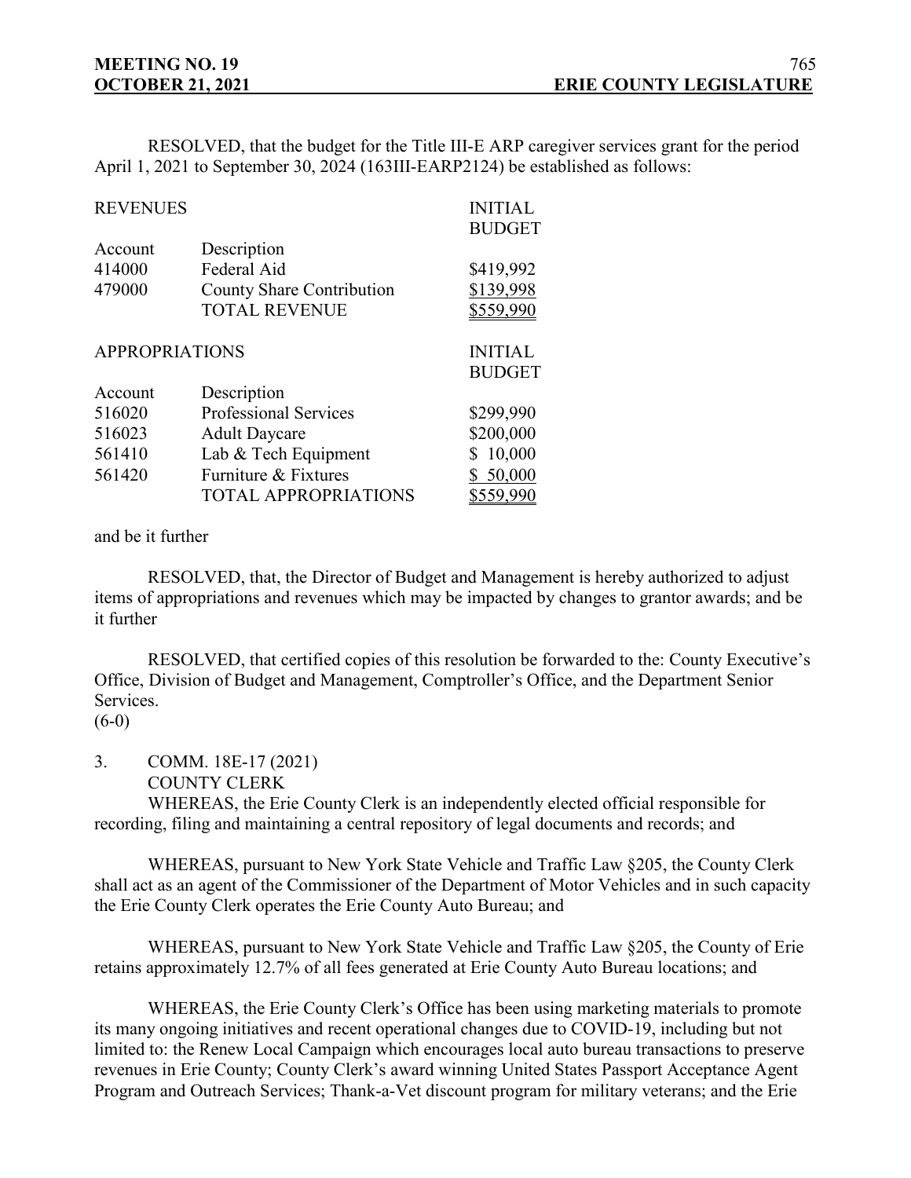RESOLVED, that the budget for the Title III-E ARP caregiver services grant for the period April 1, 2021 to September 30, 2024 (163III-EARP2124) be established as follows:

| REVENUES | | INITIAL BUDGET |
|---|---|---|
| Account | Description | |
| 414000 | Federal Aid | \$419,992 |
| 479000 | County Share Contribution | \$139,998 |
| | TOTAL REVENUE | \$559,990 |

| APPROPRIATIONS | | INITIAL BUDGET |
|---|---|---|
| Account | Description | |
| 516020 | Professional Services | \$299,990 |
| 516023 | Adult Daycare | \$200,000 |
| 561410 | Lab & Tech Equipment | \$ 10,000 |
| 561420 | Furniture & Fixtures | \$ 50,000 |
| | TOTAL APPROPRIATIONS | \$559,990 |

and be it further

RESOLVED, that, the Director of Budget and Management is hereby authorized to adjust items of appropriations and revenues which may be impacted by changes to grantor awards; and be it further

RESOLVED, that certified copies of this resolution be forwarded to the: County Executive's Office, Division of Budget and Management, Comptroller's Office, and the Department Senior Services.
(6-0)

3. COMM. 18E-17 (2021)
COUNTY CLERK

WHEREAS, the Erie County Clerk is an independently elected official responsible for recording, filing and maintaining a central repository of legal documents and records; and

WHEREAS, pursuant to New York State Vehicle and Traffic Law §205, the County Clerk shall act as an agent of the Commissioner of the Department of Motor Vehicles and in such capacity the Erie County Clerk operates the Erie County Auto Bureau; and

WHEREAS, pursuant to New York State Vehicle and Traffic Law §205, the County of Erie retains approximately 12.7% of all fees generated at Erie County Auto Bureau locations; and

WHEREAS, the Erie County Clerk's Office has been using marketing materials to promote its many ongoing initiatives and recent operational changes due to COVID-19, including but not limited to: the Renew Local Campaign which encourages local auto bureau transactions to preserve revenues in Erie County; County Clerk's award winning United States Passport Acceptance Agent Program and Outreach Services; Thank-a-Vet discount program for military veterans; and the Erie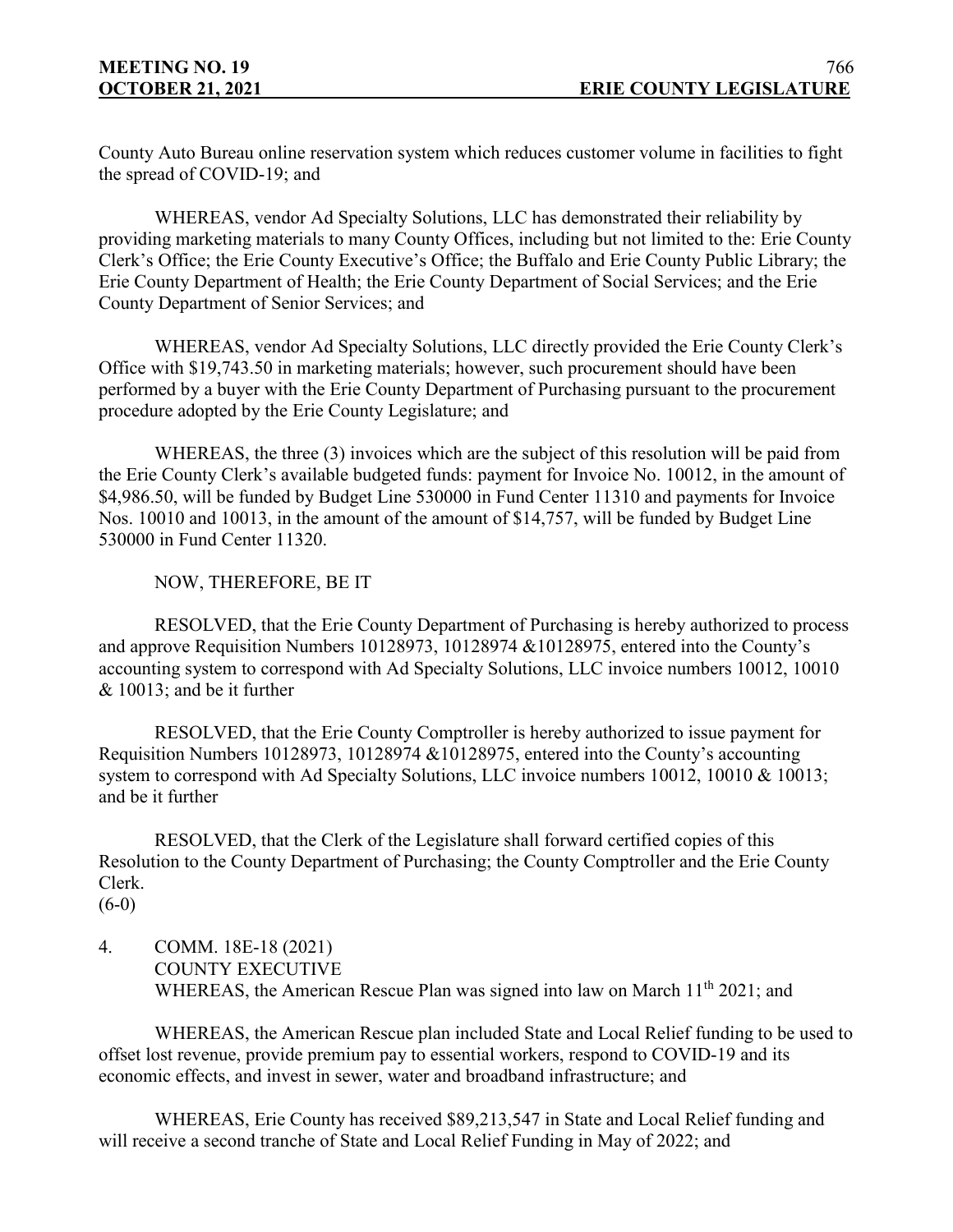County Auto Bureau online reservation system which reduces customer volume in facilities to fight the spread of COVID-19; and

WHEREAS, vendor Ad Specialty Solutions, LLC has demonstrated their reliability by providing marketing materials to many County Offices, including but not limited to the: Erie County Clerk's Office; the Erie County Executive's Office; the Buffalo and Erie County Public Library; the Erie County Department of Health; the Erie County Department of Social Services; and the Erie County Department of Senior Services; and

WHEREAS, vendor Ad Specialty Solutions, LLC directly provided the Erie County Clerk's Office with $19,743.50 in marketing materials; however, such procurement should have been performed by a buyer with the Erie County Department of Purchasing pursuant to the procurement procedure adopted by the Erie County Legislature; and

WHEREAS, the three (3) invoices which are the subject of this resolution will be paid from the Erie County Clerk's available budgeted funds: payment for Invoice No. 10012, in the amount of $4,986.50, will be funded by Budget Line 530000 in Fund Center 11310 and payments for Invoice Nos. 10010 and 10013, in the amount of the amount of $14,757, will be funded by Budget Line 530000 in Fund Center 11320.

NOW, THEREFORE, BE IT

RESOLVED, that the Erie County Department of Purchasing is hereby authorized to process and approve Requisition Numbers 10128973, 10128974 &10128975, entered into the County's accounting system to correspond with Ad Specialty Solutions, LLC invoice numbers 10012, 10010 & 10013; and be it further

RESOLVED, that the Erie County Comptroller is hereby authorized to issue payment for Requisition Numbers 10128973, 10128974 &10128975, entered into the County's accounting system to correspond with Ad Specialty Solutions, LLC invoice numbers 10012, 10010 & 10013; and be it further

RESOLVED, that the Clerk of the Legislature shall forward certified copies of this Resolution to the County Department of Purchasing; the County Comptroller and the Erie County Clerk.
(6-0)

4. COMM. 18E-18 (2021)
COUNTY EXECUTIVE
WHEREAS, the American Rescue Plan was signed into law on March 11th 2021; and

WHEREAS, the American Rescue plan included State and Local Relief funding to be used to offset lost revenue, provide premium pay to essential workers, respond to COVID-19 and its economic effects, and invest in sewer, water and broadband infrastructure; and

WHEREAS, Erie County has received $89,213,547 in State and Local Relief funding and will receive a second tranche of State and Local Relief Funding in May of 2022; and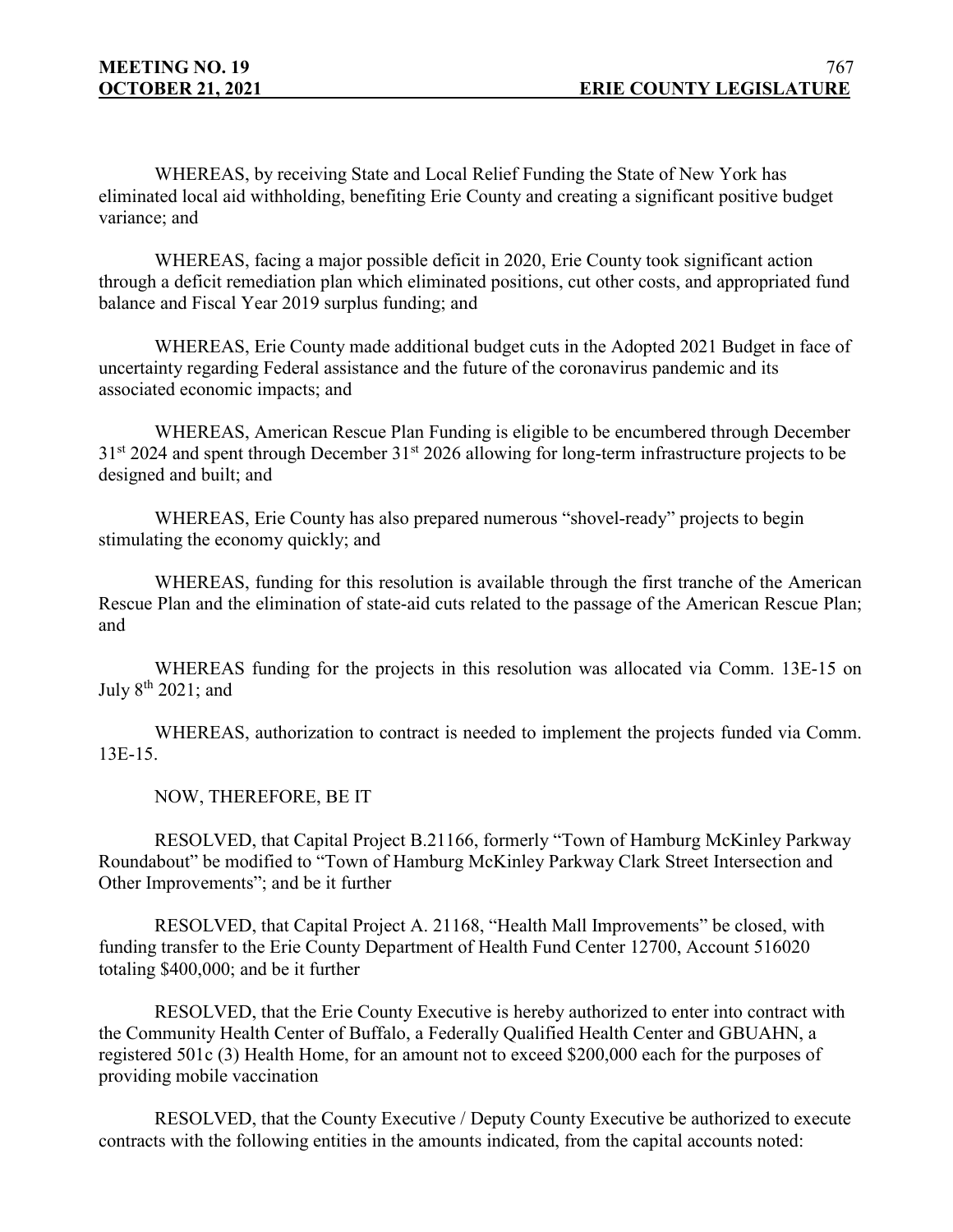WHEREAS, by receiving State and Local Relief Funding the State of New York has eliminated local aid withholding, benefiting Erie County and creating a significant positive budget variance; and

WHEREAS, facing a major possible deficit in 2020, Erie County took significant action through a deficit remediation plan which eliminated positions, cut other costs, and appropriated fund balance and Fiscal Year 2019 surplus funding; and

WHEREAS, Erie County made additional budget cuts in the Adopted 2021 Budget in face of uncertainty regarding Federal assistance and the future of the coronavirus pandemic and its associated economic impacts; and

WHEREAS, American Rescue Plan Funding is eligible to be encumbered through December 31st 2024 and spent through December 31st 2026 allowing for long-term infrastructure projects to be designed and built; and

WHEREAS, Erie County has also prepared numerous "shovel-ready" projects to begin stimulating the economy quickly; and

WHEREAS, funding for this resolution is available through the first tranche of the American Rescue Plan and the elimination of state-aid cuts related to the passage of the American Rescue Plan; and

WHEREAS funding for the projects in this resolution was allocated via Comm. 13E-15 on July 8th 2021; and

WHEREAS, authorization to contract is needed to implement the projects funded via Comm. 13E-15.

NOW, THEREFORE, BE IT

RESOLVED, that Capital Project B.21166, formerly "Town of Hamburg McKinley Parkway Roundabout" be modified to "Town of Hamburg McKinley Parkway Clark Street Intersection and Other Improvements"; and be it further

RESOLVED, that Capital Project A. 21168, "Health Mall Improvements" be closed, with funding transfer to the Erie County Department of Health Fund Center 12700, Account 516020 totaling $400,000; and be it further

RESOLVED, that the Erie County Executive is hereby authorized to enter into contract with the Community Health Center of Buffalo, a Federally Qualified Health Center and GBUAHN, a registered 501c (3) Health Home, for an amount not to exceed $200,000 each for the purposes of providing mobile vaccination

RESOLVED, that the County Executive / Deputy County Executive be authorized to execute contracts with the following entities in the amounts indicated, from the capital accounts noted: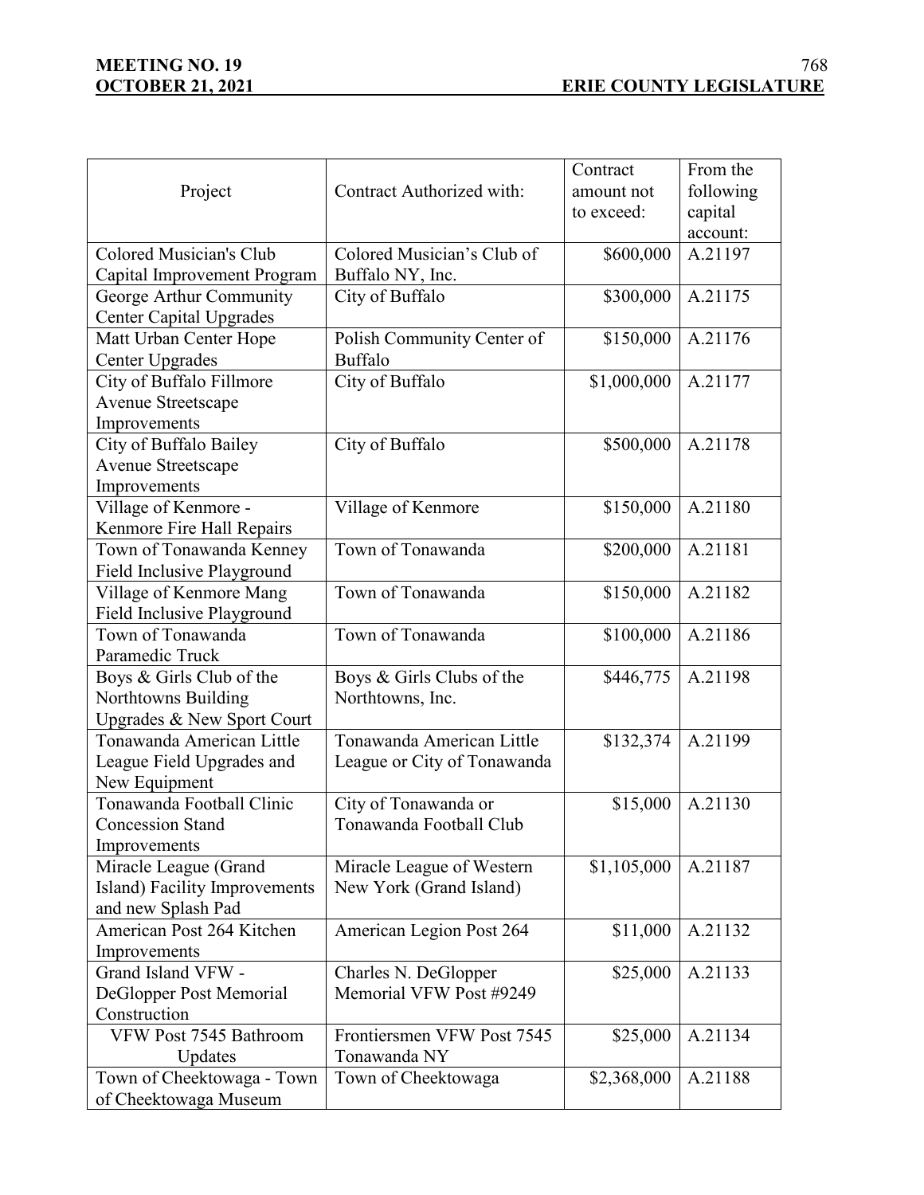| Project | Contract Authorized with: | Contract amount not to exceed: | From the following capital account: |
|---|---|---|---|
| Colored Musician's Club Capital Improvement Program | Colored Musician's Club of Buffalo NY, Inc. | $600,000 | A.21197 |
| George Arthur Community Center Capital Upgrades | City of Buffalo | $300,000 | A.21175 |
| Matt Urban Center Hope Center Upgrades | Polish Community Center of Buffalo | $150,000 | A.21176 |
| City of Buffalo Fillmore Avenue Streetscape Improvements | City of Buffalo | $1,000,000 | A.21177 |
| City of Buffalo Bailey Avenue Streetscape Improvements | City of Buffalo | $500,000 | A.21178 |
| Village of Kenmore - Kenmore Fire Hall Repairs | Village of Kenmore | $150,000 | A.21180 |
| Town of Tonawanda Kenney Field Inclusive Playground | Town of Tonawanda | $200,000 | A.21181 |
| Village of Kenmore Mang Field Inclusive Playground | Town of Tonawanda | $150,000 | A.21182 |
| Town of Tonawanda Paramedic Truck | Town of Tonawanda | $100,000 | A.21186 |
| Boys & Girls Club of the Northtowns Building Upgrades & New Sport Court | Boys & Girls Clubs of the Northtowns, Inc. | $446,775 | A.21198 |
| Tonawanda American Little League Field Upgrades and New Equipment | Tonawanda American Little League or City of Tonawanda | $132,374 | A.21199 |
| Tonawanda Football Clinic Concession Stand Improvements | City of Tonawanda or Tonawanda Football Club | $15,000 | A.21130 |
| Miracle League (Grand Island) Facility Improvements and new Splash Pad | Miracle League of Western New York (Grand Island) | $1,105,000 | A.21187 |
| American Post 264 Kitchen Improvements | American Legion Post 264 | $11,000 | A.21132 |
| Grand Island VFW - DeGlopper Post Memorial Construction | Charles N. DeGlopper Memorial VFW Post #9249 | $25,000 | A.21133 |
| VFW Post 7545 Bathroom Updates | Frontiersmen VFW Post 7545 Tonawanda NY | $25,000 | A.21134 |
| Town of Cheektowaga - Town of Cheektowaga Museum | Town of Cheektowaga | $2,368,000 | A.21188 |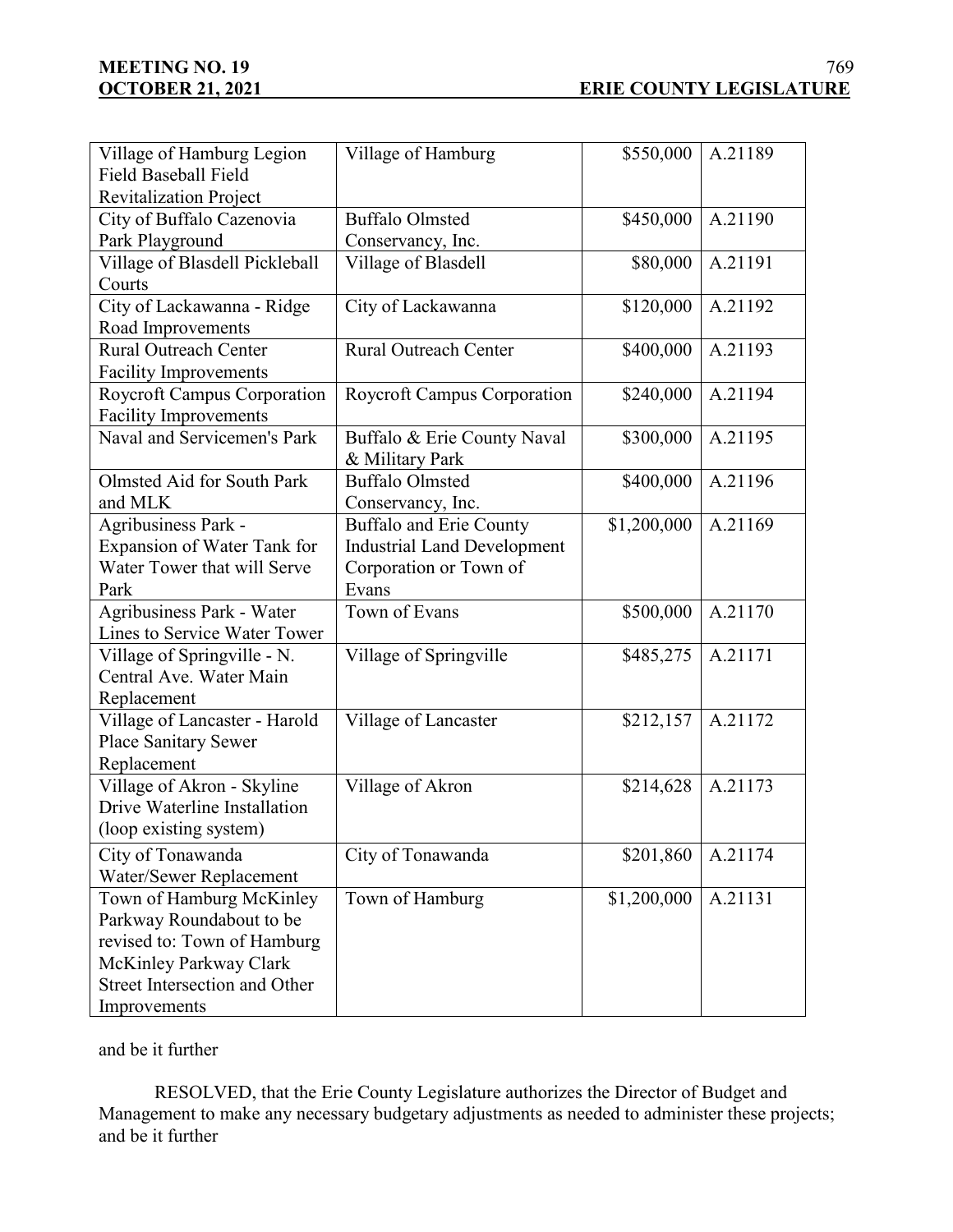| | | | |
|---|---|---|---|
| Village of Hamburg Legion Field Baseball Field Revitalization Project | Village of Hamburg | \$550,000 | A.21189 |
| City of Buffalo Cazenovia Park Playground | Buffalo Olmsted Conservancy, Inc. | \$450,000 | A.21190 |
| Village of Blasdell Pickleball Courts | Village of Blasdell | \$80,000 | A.21191 |
| City of Lackawanna - Ridge Road Improvements | City of Lackawanna | \$120,000 | A.21192 |
| Rural Outreach Center Facility Improvements | Rural Outreach Center | \$400,000 | A.21193 |
| Roycroft Campus Corporation Facility Improvements | Roycroft Campus Corporation | \$240,000 | A.21194 |
| Naval and Servicemen's Park | Buffalo & Erie County Naval & Military Park | \$300,000 | A.21195 |
| Olmsted Aid for South Park and MLK | Buffalo Olmsted Conservancy, Inc. | \$400,000 | A.21196 |
| Agribusiness Park - Expansion of Water Tank for Water Tower that will Serve Park | Buffalo and Erie County Industrial Land Development Corporation or Town of Evans | \$1,200,000 | A.21169 |
| Agribusiness Park - Water Lines to Service Water Tower | Town of Evans | \$500,000 | A.21170 |
| Village of Springville - N. Central Ave. Water Main Replacement | Village of Springville | \$485,275 | A.21171 |
| Village of Lancaster - Harold Place Sanitary Sewer Replacement | Village of Lancaster | \$212,157 | A.21172 |
| Village of Akron - Skyline Drive Waterline Installation (loop existing system) | Village of Akron | \$214,628 | A.21173 |
| City of Tonawanda Water/Sewer Replacement | City of Tonawanda | \$201,860 | A.21174 |
| Town of Hamburg McKinley Parkway Roundabout to be revised to: Town of Hamburg McKinley Parkway Clark Street Intersection and Other Improvements | Town of Hamburg | \$1,200,000 | A.21131 |

and be it further

RESOLVED, that the Erie County Legislature authorizes the Director of Budget and Management to make any necessary budgetary adjustments as needed to administer these projects; and be it further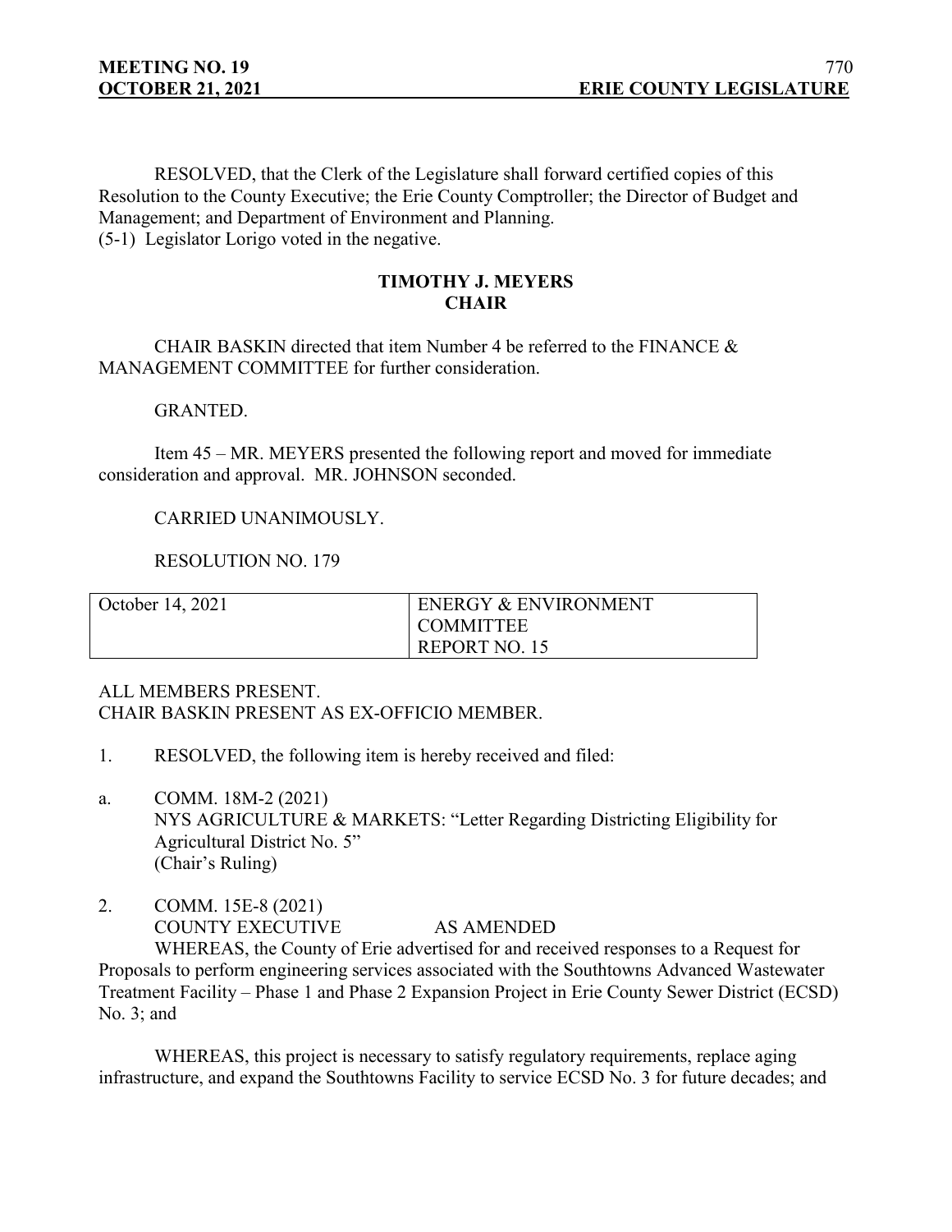RESOLVED, that the Clerk of the Legislature shall forward certified copies of this Resolution to the County Executive; the Erie County Comptroller; the Director of Budget and Management; and Department of Environment and Planning.
(5-1) Legislator Lorigo voted in the negative.

**TIMOTHY J. MEYERS**
**CHAIR**

CHAIR BASKIN directed that item Number 4 be referred to the FINANCE & MANAGEMENT COMMITTEE for further consideration.

GRANTED.

Item 45 – MR. MEYERS presented the following report and moved for immediate consideration and approval. MR. JOHNSON seconded.

CARRIED UNANIMOUSLY.

RESOLUTION NO. 179

| | |
|---|---|
| October 14, 2021 | ENERGY & ENVIRONMENT COMMITTEE REPORT NO. 15 |

ALL MEMBERS PRESENT.
CHAIR BASKIN PRESENT AS EX-OFFICIO MEMBER.

1. RESOLVED, the following item is hereby received and filed:

a. COMM. 18M-2 (2021)
NYS AGRICULTURE & MARKETS: "Letter Regarding Districting Eligibility for Agricultural District No. 5"
(Chair's Ruling)

2. COMM. 15E-8 (2021)
COUNTY EXECUTIVE AS AMENDED

WHEREAS, the County of Erie advertised for and received responses to a Request for Proposals to perform engineering services associated with the Southtowns Advanced Wastewater Treatment Facility – Phase 1 and Phase 2 Expansion Project in Erie County Sewer District (ECSD) No. 3; and

WHEREAS, this project is necessary to satisfy regulatory requirements, replace aging infrastructure, and expand the Southtowns Facility to service ECSD No. 3 for future decades; and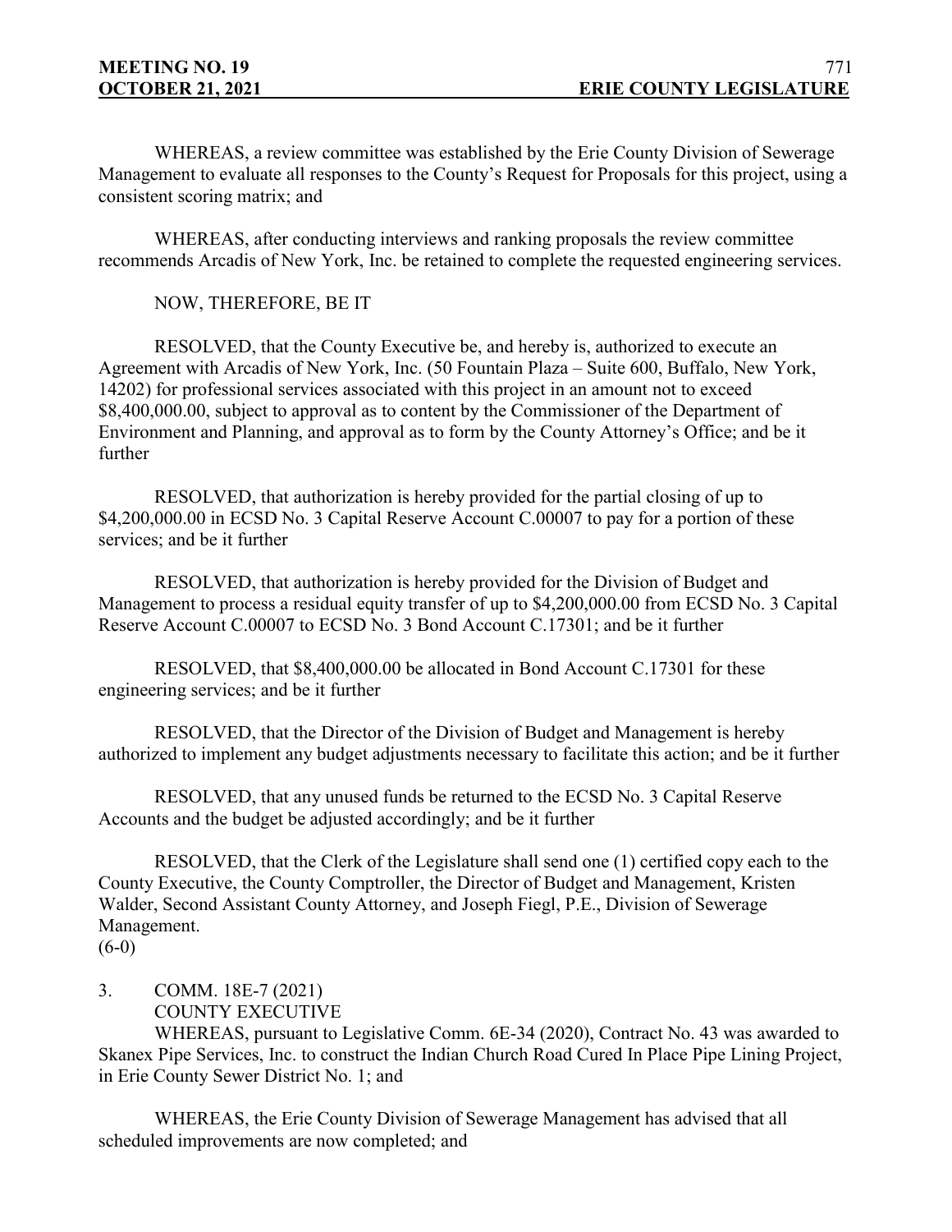WHEREAS, a review committee was established by the Erie County Division of Sewerage Management to evaluate all responses to the County's Request for Proposals for this project, using a consistent scoring matrix; and

WHEREAS, after conducting interviews and ranking proposals the review committee recommends Arcadis of New York, Inc. be retained to complete the requested engineering services.

NOW, THEREFORE, BE IT

RESOLVED, that the County Executive be, and hereby is, authorized to execute an Agreement with Arcadis of New York, Inc. (50 Fountain Plaza – Suite 600, Buffalo, New York, 14202) for professional services associated with this project in an amount not to exceed $8,400,000.00, subject to approval as to content by the Commissioner of the Department of Environment and Planning, and approval as to form by the County Attorney's Office; and be it further

RESOLVED, that authorization is hereby provided for the partial closing of up to $4,200,000.00 in ECSD No. 3 Capital Reserve Account C.00007 to pay for a portion of these services; and be it further

RESOLVED, that authorization is hereby provided for the Division of Budget and Management to process a residual equity transfer of up to $4,200,000.00 from ECSD No. 3 Capital Reserve Account C.00007 to ECSD No. 3 Bond Account C.17301; and be it further

RESOLVED, that $8,400,000.00 be allocated in Bond Account C.17301 for these engineering services; and be it further

RESOLVED, that the Director of the Division of Budget and Management is hereby authorized to implement any budget adjustments necessary to facilitate this action; and be it further

RESOLVED, that any unused funds be returned to the ECSD No. 3 Capital Reserve Accounts and the budget be adjusted accordingly; and be it further

RESOLVED, that the Clerk of the Legislature shall send one (1) certified copy each to the County Executive, the County Comptroller, the Director of Budget and Management, Kristen Walder, Second Assistant County Attorney, and Joseph Fiegl, P.E., Division of Sewerage Management.
(6-0)

3. COMM. 18E-7 (2021)
COUNTY EXECUTIVE

WHEREAS, pursuant to Legislative Comm. 6E-34 (2020), Contract No. 43 was awarded to Skanex Pipe Services, Inc. to construct the Indian Church Road Cured In Place Pipe Lining Project, in Erie County Sewer District No. 1; and

WHEREAS, the Erie County Division of Sewerage Management has advised that all scheduled improvements are now completed; and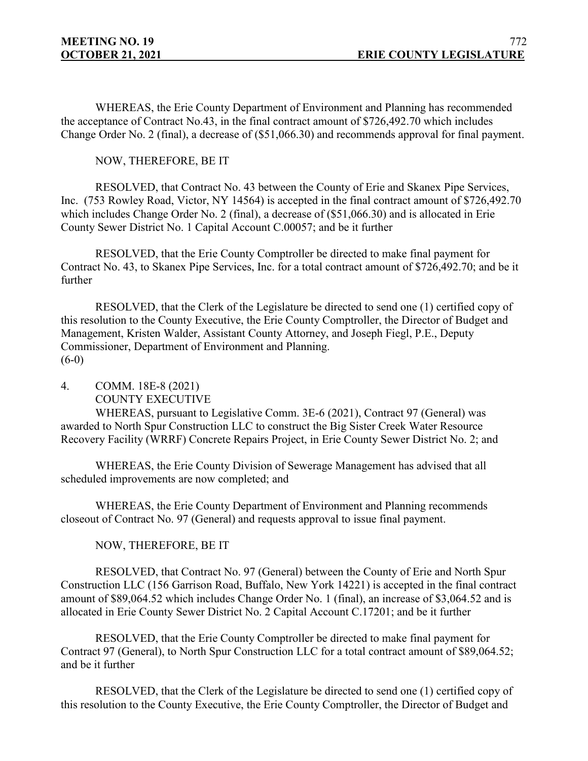WHEREAS, the Erie County Department of Environment and Planning has recommended the acceptance of Contract No.43, in the final contract amount of $726,492.70 which includes Change Order No. 2 (final), a decrease of ($51,066.30) and recommends approval for final payment.

NOW, THEREFORE, BE IT

RESOLVED, that Contract No. 43 between the County of Erie and Skanex Pipe Services, Inc. (753 Rowley Road, Victor, NY 14564) is accepted in the final contract amount of $726,492.70 which includes Change Order No. 2 (final), a decrease of ($51,066.30) and is allocated in Erie County Sewer District No. 1 Capital Account C.00057; and be it further

RESOLVED, that the Erie County Comptroller be directed to make final payment for Contract No. 43, to Skanex Pipe Services, Inc. for a total contract amount of $726,492.70; and be it further

RESOLVED, that the Clerk of the Legislature be directed to send one (1) certified copy of this resolution to the County Executive, the Erie County Comptroller, the Director of Budget and Management, Kristen Walder, Assistant County Attorney, and Joseph Fiegl, P.E., Deputy Commissioner, Department of Environment and Planning.
(6-0)

4. COMM. 18E-8 (2021)
COUNTY EXECUTIVE

WHEREAS, pursuant to Legislative Comm. 3E-6 (2021), Contract 97 (General) was awarded to North Spur Construction LLC to construct the Big Sister Creek Water Resource Recovery Facility (WRRF) Concrete Repairs Project, in Erie County Sewer District No. 2; and

WHEREAS, the Erie County Division of Sewerage Management has advised that all scheduled improvements are now completed; and

WHEREAS, the Erie County Department of Environment and Planning recommends closeout of Contract No. 97 (General) and requests approval to issue final payment.

NOW, THEREFORE, BE IT

RESOLVED, that Contract No. 97 (General) between the County of Erie and North Spur Construction LLC (156 Garrison Road, Buffalo, New York 14221) is accepted in the final contract amount of $89,064.52 which includes Change Order No. 1 (final), an increase of $3,064.52 and is allocated in Erie County Sewer District No. 2 Capital Account C.17201; and be it further

RESOLVED, that the Erie County Comptroller be directed to make final payment for Contract 97 (General), to North Spur Construction LLC for a total contract amount of $89,064.52; and be it further

RESOLVED, that the Clerk of the Legislature be directed to send one (1) certified copy of this resolution to the County Executive, the Erie County Comptroller, the Director of Budget and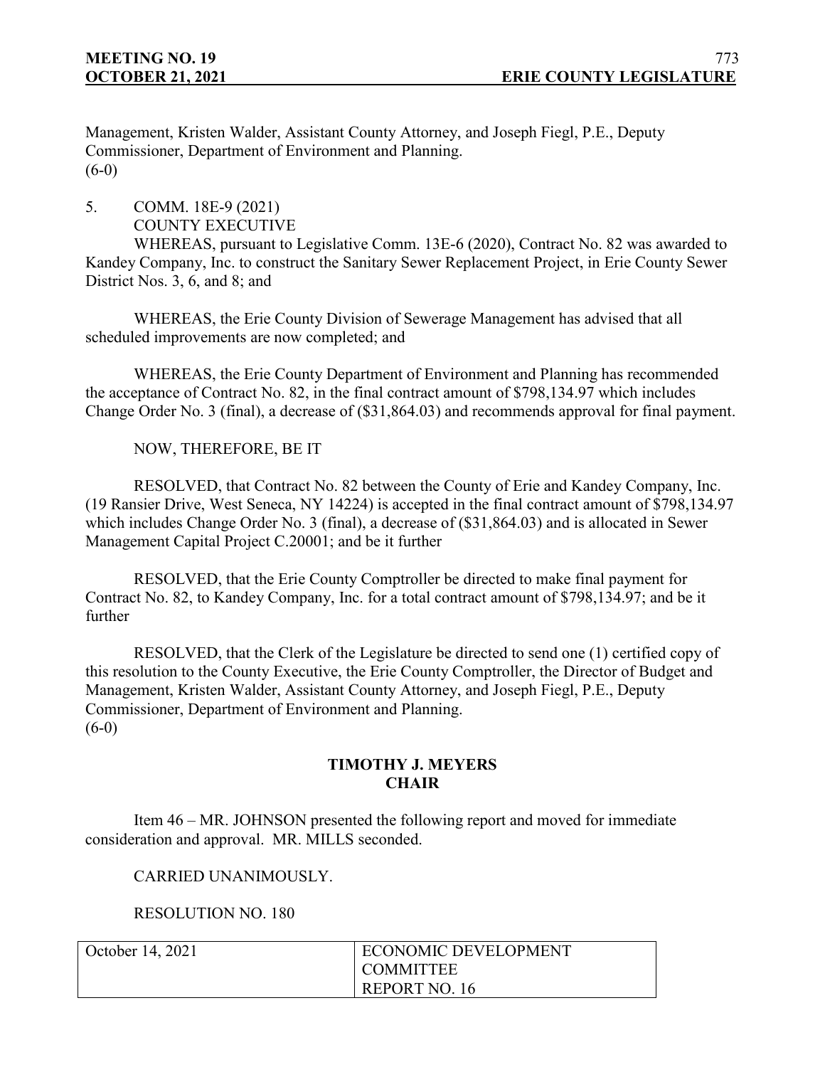Management, Kristen Walder, Assistant County Attorney, and Joseph Fiegl, P.E., Deputy Commissioner, Department of Environment and Planning.
(6-0)

5. COMM. 18E-9 (2021)
COUNTY EXECUTIVE

WHEREAS, pursuant to Legislative Comm. 13E-6 (2020), Contract No. 82 was awarded to Kandey Company, Inc. to construct the Sanitary Sewer Replacement Project, in Erie County Sewer District Nos. 3, 6, and 8; and

WHEREAS, the Erie County Division of Sewerage Management has advised that all scheduled improvements are now completed; and

WHEREAS, the Erie County Department of Environment and Planning has recommended the acceptance of Contract No. 82, in the final contract amount of $798,134.97 which includes Change Order No. 3 (final), a decrease of ($31,864.03) and recommends approval for final payment.

NOW, THEREFORE, BE IT

RESOLVED, that Contract No. 82 between the County of Erie and Kandey Company, Inc. (19 Ransier Drive, West Seneca, NY 14224) is accepted in the final contract amount of $798,134.97 which includes Change Order No. 3 (final), a decrease of ($31,864.03) and is allocated in Sewer Management Capital Project C.20001; and be it further

RESOLVED, that the Erie County Comptroller be directed to make final payment for Contract No. 82, to Kandey Company, Inc. for a total contract amount of $798,134.97; and be it further

RESOLVED, that the Clerk of the Legislature be directed to send one (1) certified copy of this resolution to the County Executive, the Erie County Comptroller, the Director of Budget and Management, Kristen Walder, Assistant County Attorney, and Joseph Fiegl, P.E., Deputy Commissioner, Department of Environment and Planning.
(6-0)

**TIMOTHY J. MEYERS**
**CHAIR**

Item 46 – MR. JOHNSON presented the following report and moved for immediate consideration and approval. MR. MILLS seconded.

CARRIED UNANIMOUSLY.

RESOLUTION NO. 180

| | |
|---|---|
| October 14, 2021 | ECONOMIC DEVELOPMENT COMMITTEE REPORT NO. 16 |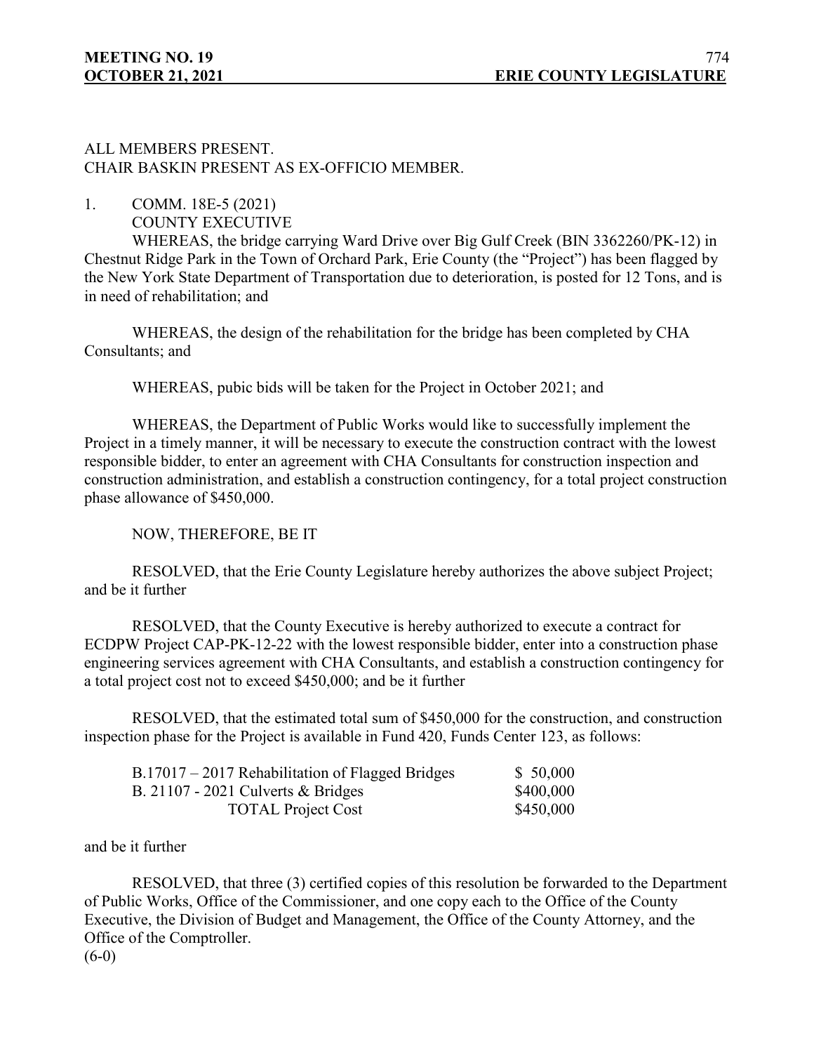ALL MEMBERS PRESENT.
CHAIR BASKIN PRESENT AS EX-OFFICIO MEMBER.

1. COMM. 18E-5 (2021)
   COUNTY EXECUTIVE

WHEREAS, the bridge carrying Ward Drive over Big Gulf Creek (BIN 3362260/PK-12) in Chestnut Ridge Park in the Town of Orchard Park, Erie County (the "Project") has been flagged by the New York State Department of Transportation due to deterioration, is posted for 12 Tons, and is in need of rehabilitation; and

WHEREAS, the design of the rehabilitation for the bridge has been completed by CHA Consultants; and

WHEREAS, pubic bids will be taken for the Project in October 2021; and

WHEREAS, the Department of Public Works would like to successfully implement the Project in a timely manner, it will be necessary to execute the construction contract with the lowest responsible bidder, to enter an agreement with CHA Consultants for construction inspection and construction administration, and establish a construction contingency, for a total project construction phase allowance of $450,000.

NOW, THEREFORE, BE IT

RESOLVED, that the Erie County Legislature hereby authorizes the above subject Project; and be it further

RESOLVED, that the County Executive is hereby authorized to execute a contract for ECDPW Project CAP-PK-12-22 with the lowest responsible bidder, enter into a construction phase engineering services agreement with CHA Consultants, and establish a construction contingency for a total project cost not to exceed $450,000; and be it further

RESOLVED, that the estimated total sum of $450,000 for the construction, and construction inspection phase for the Project is available in Fund 420, Funds Center 123, as follows:

| | |
|---|---|
| B.17017 – 2017 Rehabilitation of Flagged Bridges | $ 50,000 |
| B. 21107 - 2021 Culverts & Bridges | $400,000 |
| TOTAL Project Cost | $450,000 |

and be it further

RESOLVED, that three (3) certified copies of this resolution be forwarded to the Department of Public Works, Office of the Commissioner, and one copy each to the Office of the County Executive, the Division of Budget and Management, the Office of the County Attorney, and the Office of the Comptroller.
(6-0)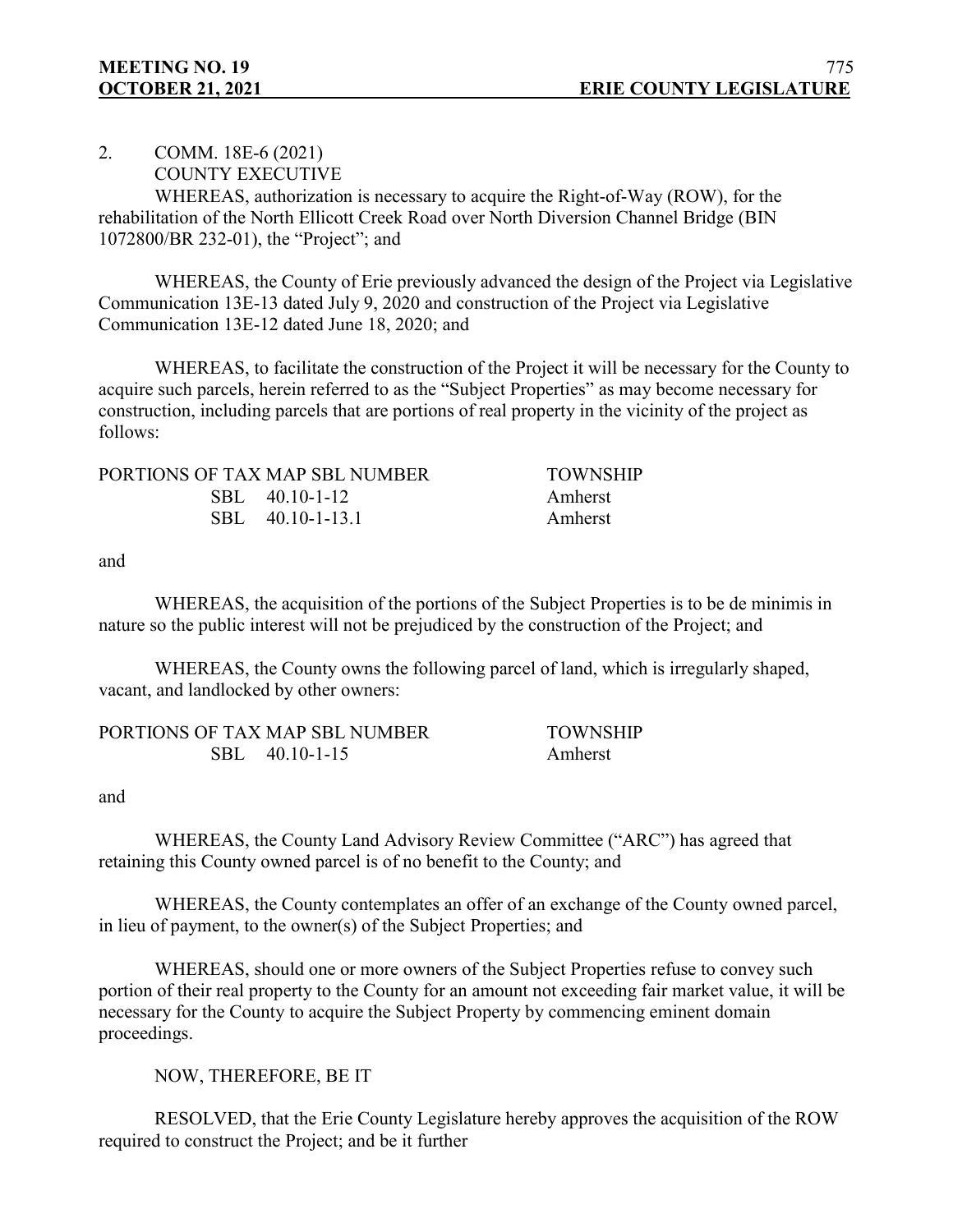2. COMM. 18E-6 (2021)
COUNTY EXECUTIVE

WHEREAS, authorization is necessary to acquire the Right-of-Way (ROW), for the rehabilitation of the North Ellicott Creek Road over North Diversion Channel Bridge (BIN 1072800/BR 232-01), the "Project"; and

WHEREAS, the County of Erie previously advanced the design of the Project via Legislative Communication 13E-13 dated July 9, 2020 and construction of the Project via Legislative Communication 13E-12 dated June 18, 2020; and

WHEREAS, to facilitate the construction of the Project it will be necessary for the County to acquire such parcels, herein referred to as the "Subject Properties" as may become necessary for construction, including parcels that are portions of real property in the vicinity of the project as follows:

| PORTIONS OF TAX MAP SBL NUMBER | TOWNSHIP |
|---|---|
| SBL 40.10-1-12 | Amherst |
| SBL 40.10-1-13.1 | Amherst |

and

WHEREAS, the acquisition of the portions of the Subject Properties is to be de minimis in nature so the public interest will not be prejudiced by the construction of the Project; and

WHEREAS, the County owns the following parcel of land, which is irregularly shaped, vacant, and landlocked by other owners:

| PORTIONS OF TAX MAP SBL NUMBER | TOWNSHIP |
|---|---|
| SBL 40.10-1-15 | Amherst |

and

WHEREAS, the County Land Advisory Review Committee ("ARC") has agreed that retaining this County owned parcel is of no benefit to the County; and

WHEREAS, the County contemplates an offer of an exchange of the County owned parcel, in lieu of payment, to the owner(s) of the Subject Properties; and

WHEREAS, should one or more owners of the Subject Properties refuse to convey such portion of their real property to the County for an amount not exceeding fair market value, it will be necessary for the County to acquire the Subject Property by commencing eminent domain proceedings.

NOW, THEREFORE, BE IT

RESOLVED, that the Erie County Legislature hereby approves the acquisition of the ROW required to construct the Project; and be it further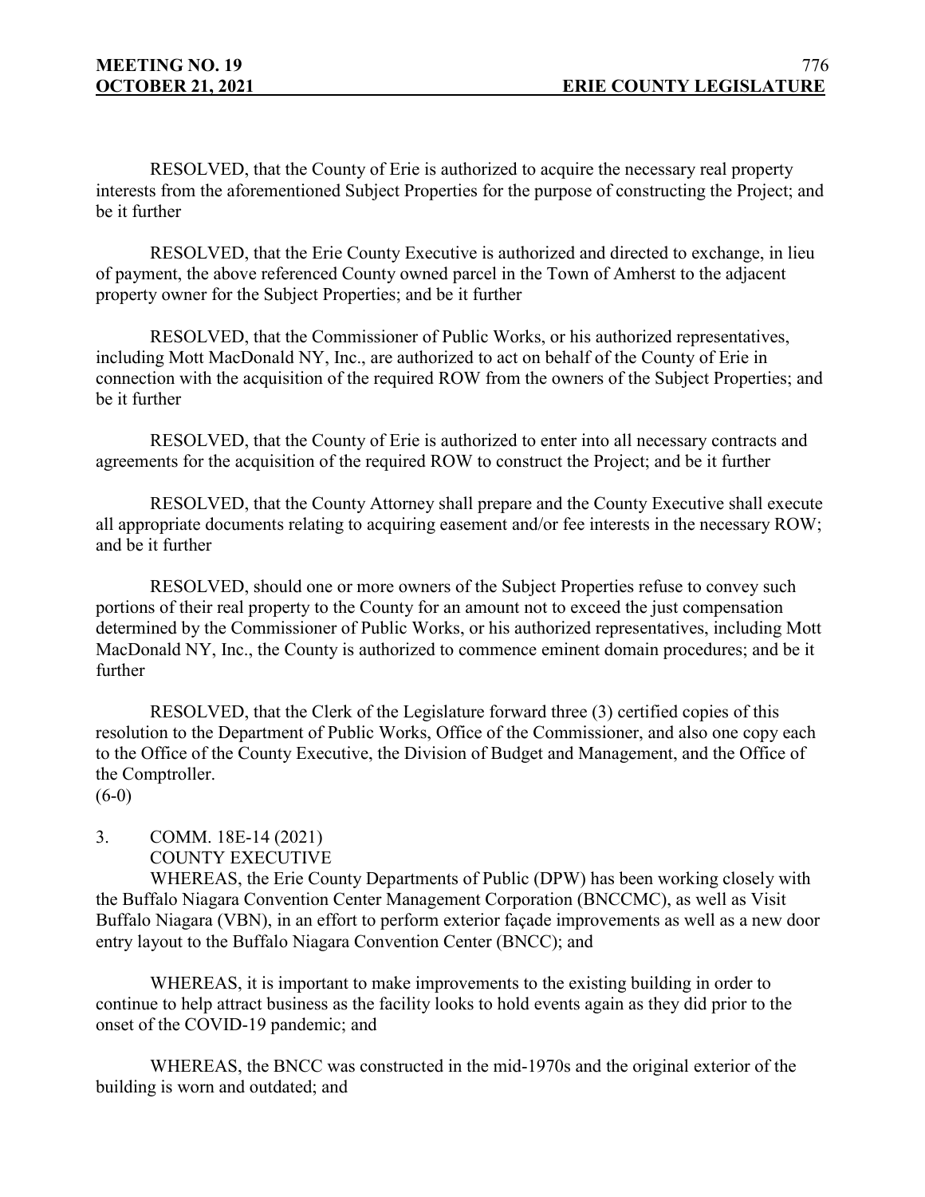RESOLVED, that the County of Erie is authorized to acquire the necessary real property interests from the aforementioned Subject Properties for the purpose of constructing the Project; and be it further

RESOLVED, that the Erie County Executive is authorized and directed to exchange, in lieu of payment, the above referenced County owned parcel in the Town of Amherst to the adjacent property owner for the Subject Properties; and be it further

RESOLVED, that the Commissioner of Public Works, or his authorized representatives, including Mott MacDonald NY, Inc., are authorized to act on behalf of the County of Erie in connection with the acquisition of the required ROW from the owners of the Subject Properties; and be it further

RESOLVED, that the County of Erie is authorized to enter into all necessary contracts and agreements for the acquisition of the required ROW to construct the Project; and be it further

RESOLVED, that the County Attorney shall prepare and the County Executive shall execute all appropriate documents relating to acquiring easement and/or fee interests in the necessary ROW; and be it further

RESOLVED, should one or more owners of the Subject Properties refuse to convey such portions of their real property to the County for an amount not to exceed the just compensation determined by the Commissioner of Public Works, or his authorized representatives, including Mott MacDonald NY, Inc., the County is authorized to commence eminent domain procedures; and be it further

RESOLVED, that the Clerk of the Legislature forward three (3) certified copies of this resolution to the Department of Public Works, Office of the Commissioner, and also one copy each to the Office of the County Executive, the Division of Budget and Management, and the Office of the Comptroller.

(6-0)

3. COMM. 18E-14 (2021)
   COUNTY EXECUTIVE

WHEREAS, the Erie County Departments of Public (DPW) has been working closely with the Buffalo Niagara Convention Center Management Corporation (BNCCMC), as well as Visit Buffalo Niagara (VBN), in an effort to perform exterior façade improvements as well as a new door entry layout to the Buffalo Niagara Convention Center (BNCC); and

WHEREAS, it is important to make improvements to the existing building in order to continue to help attract business as the facility looks to hold events again as they did prior to the onset of the COVID-19 pandemic; and

WHEREAS, the BNCC was constructed in the mid-1970s and the original exterior of the building is worn and outdated; and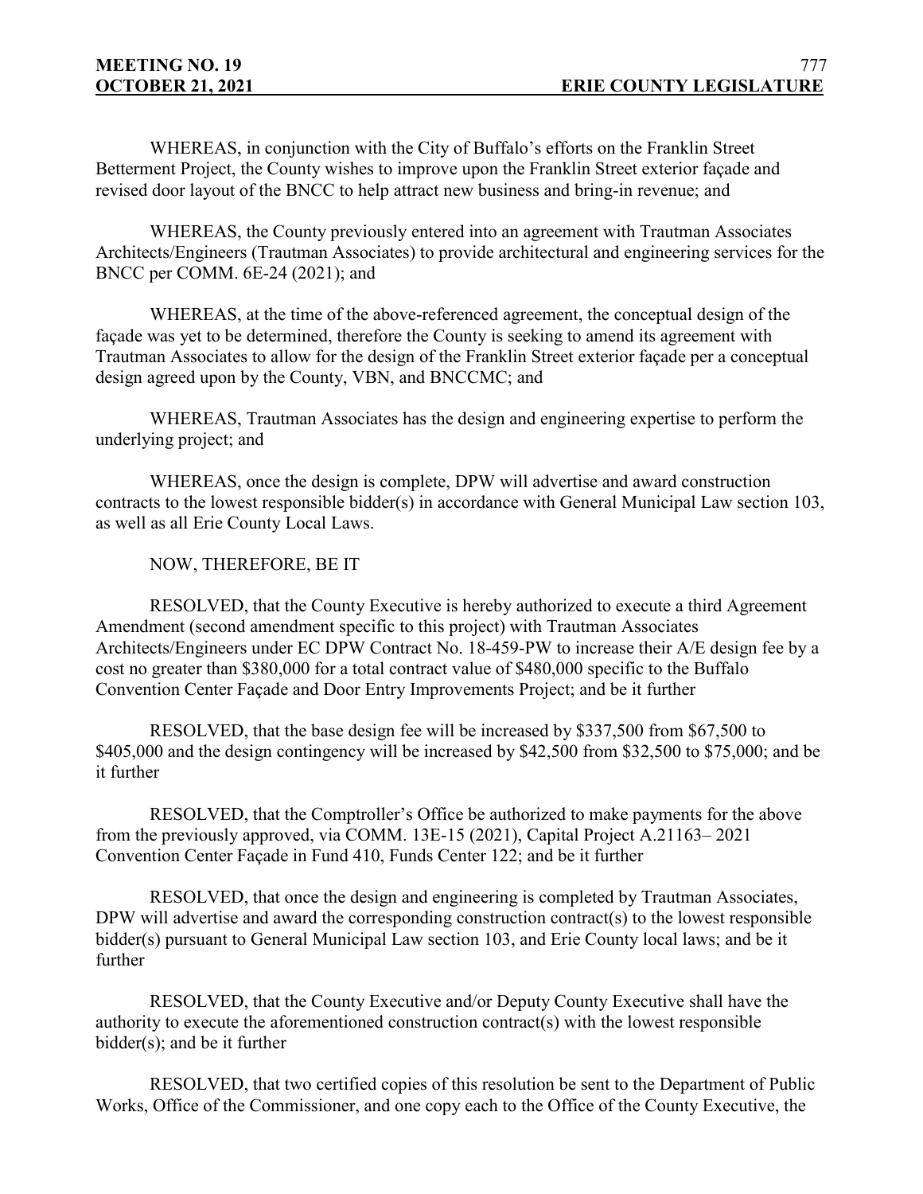WHEREAS, in conjunction with the City of Buffalo's efforts on the Franklin Street Betterment Project, the County wishes to improve upon the Franklin Street exterior façade and revised door layout of the BNCC to help attract new business and bring-in revenue; and

WHEREAS, the County previously entered into an agreement with Trautman Associates Architects/Engineers (Trautman Associates) to provide architectural and engineering services for the BNCC per COMM. 6E-24 (2021); and

WHEREAS, at the time of the above-referenced agreement, the conceptual design of the façade was yet to be determined, therefore the County is seeking to amend its agreement with Trautman Associates to allow for the design of the Franklin Street exterior façade per a conceptual design agreed upon by the County, VBN, and BNCCMC; and

WHEREAS, Trautman Associates has the design and engineering expertise to perform the underlying project; and

WHEREAS, once the design is complete, DPW will advertise and award construction contracts to the lowest responsible bidder(s) in accordance with General Municipal Law section 103, as well as all Erie County Local Laws.

NOW, THEREFORE, BE IT

RESOLVED, that the County Executive is hereby authorized to execute a third Agreement Amendment (second amendment specific to this project) with Trautman Associates Architects/Engineers under EC DPW Contract No. 18-459-PW to increase their A/E design fee by a cost no greater than $380,000 for a total contract value of $480,000 specific to the Buffalo Convention Center Façade and Door Entry Improvements Project; and be it further

RESOLVED, that the base design fee will be increased by $337,500 from $67,500 to $405,000 and the design contingency will be increased by $42,500 from $32,500 to $75,000; and be it further

RESOLVED, that the Comptroller's Office be authorized to make payments for the above from the previously approved, via COMM. 13E-15 (2021), Capital Project A.21163– 2021 Convention Center Façade in Fund 410, Funds Center 122; and be it further

RESOLVED, that once the design and engineering is completed by Trautman Associates, DPW will advertise and award the corresponding construction contract(s) to the lowest responsible bidder(s) pursuant to General Municipal Law section 103, and Erie County local laws; and be it further

RESOLVED, that the County Executive and/or Deputy County Executive shall have the authority to execute the aforementioned construction contract(s) with the lowest responsible bidder(s); and be it further

RESOLVED, that two certified copies of this resolution be sent to the Department of Public Works, Office of the Commissioner, and one copy each to the Office of the County Executive, the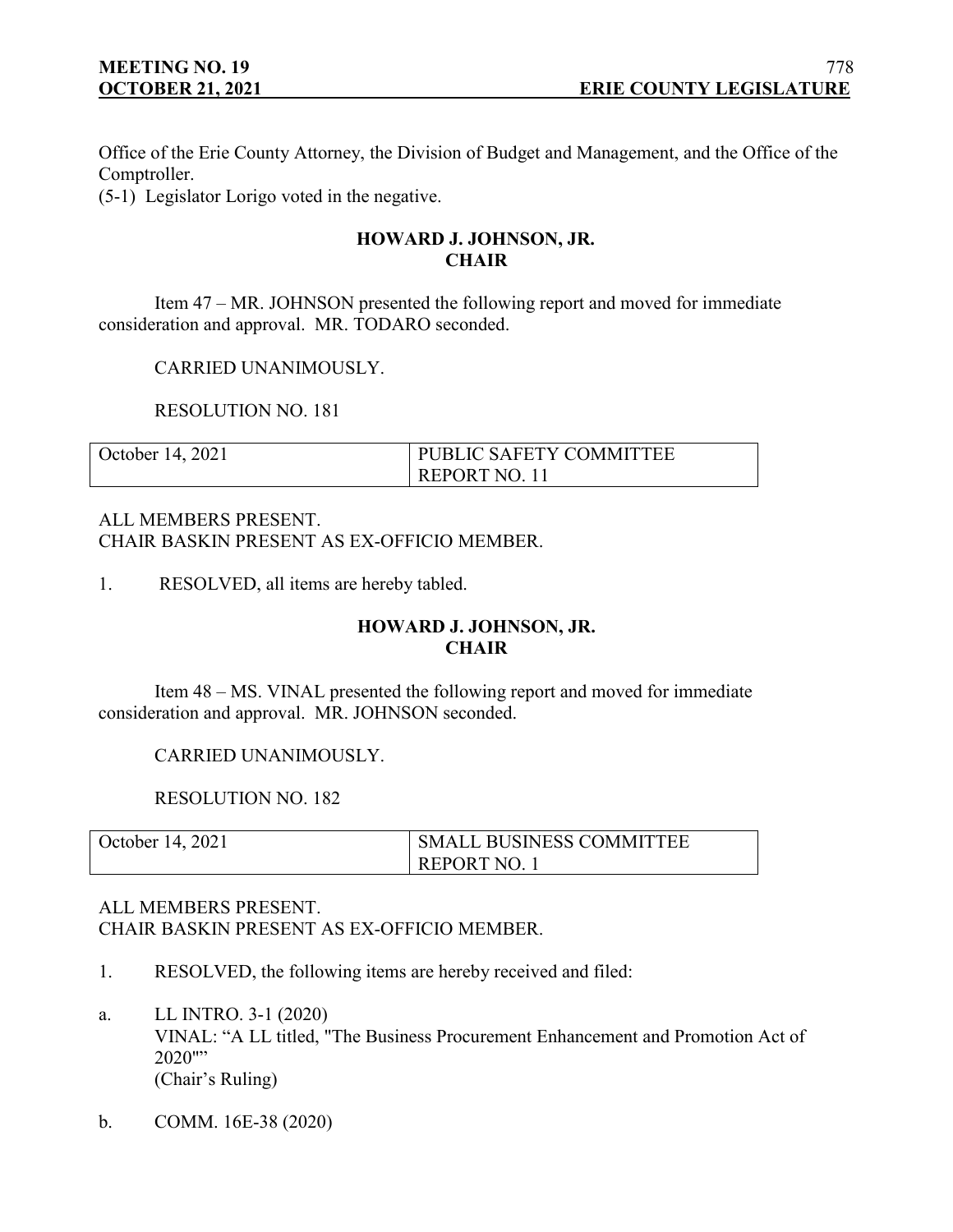Office of the Erie County Attorney, the Division of Budget and Management, and the Office of the Comptroller.
(5-1) Legislator Lorigo voted in the negative.

**HOWARD J. JOHNSON, JR.**
**CHAIR**

Item 47 – MR. JOHNSON presented the following report and moved for immediate consideration and approval. MR. TODARO seconded.

CARRIED UNANIMOUSLY.

RESOLUTION NO. 181

| | |
|---|---|
| October 14, 2021 | PUBLIC SAFETY COMMITTEE<br>REPORT NO. 11 |

ALL MEMBERS PRESENT.
CHAIR BASKIN PRESENT AS EX-OFFICIO MEMBER.

1. RESOLVED, all items are hereby tabled.

**HOWARD J. JOHNSON, JR.**
**CHAIR**

Item 48 – MS. VINAL presented the following report and moved for immediate consideration and approval. MR. JOHNSON seconded.

CARRIED UNANIMOUSLY.

RESOLUTION NO. 182

| | |
|---|---|
| October 14, 2021 | SMALL BUSINESS COMMITTEE<br>REPORT NO. 1 |

ALL MEMBERS PRESENT.
CHAIR BASKIN PRESENT AS EX-OFFICIO MEMBER.

1. RESOLVED, the following items are hereby received and filed:

a. LL INTRO. 3-1 (2020)
VINAL: "A LL titled, "The Business Procurement Enhancement and Promotion Act of 2020""
(Chair's Ruling)

b. COMM. 16E-38 (2020)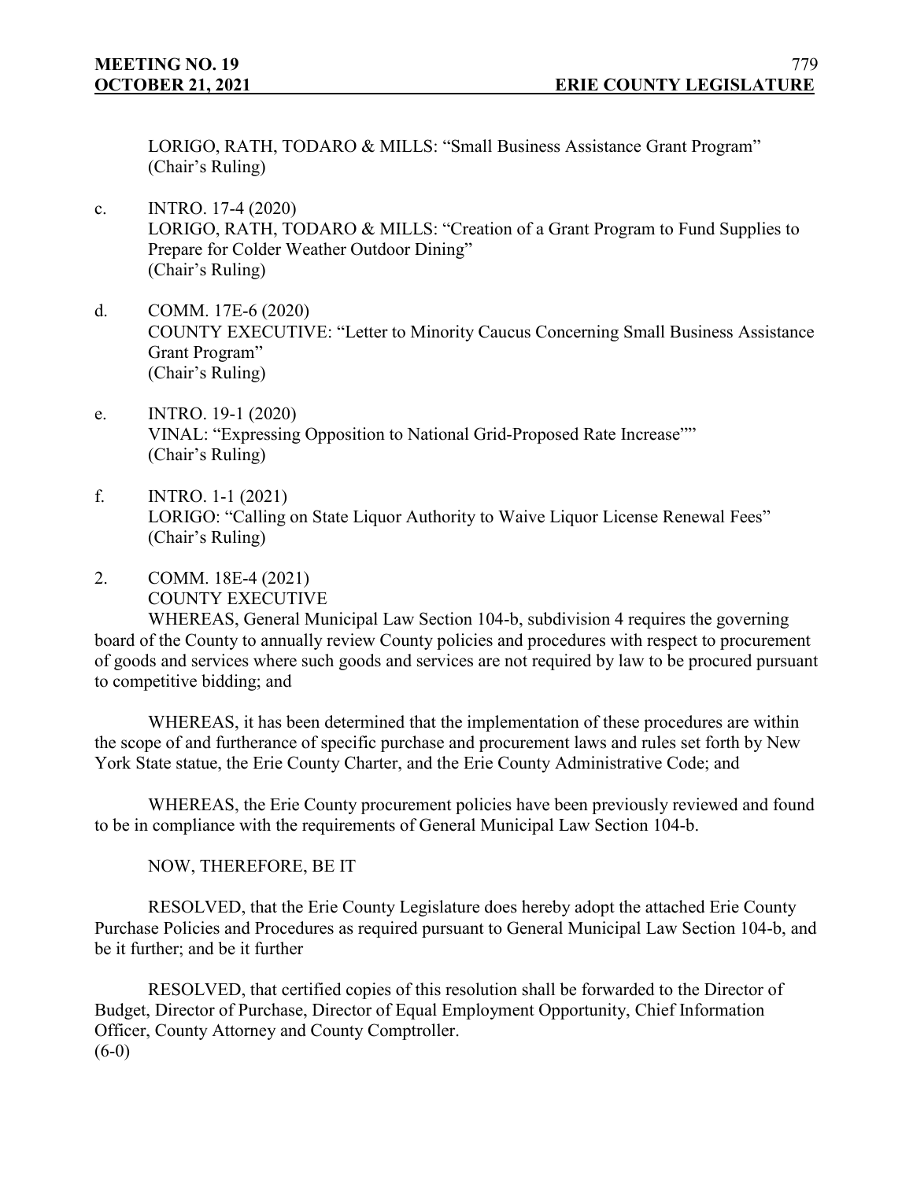LORIGO, RATH, TODARO & MILLS: "Small Business Assistance Grant Program" (Chair's Ruling)

c. INTRO. 17-4 (2020)
LORIGO, RATH, TODARO & MILLS: "Creation of a Grant Program to Fund Supplies to Prepare for Colder Weather Outdoor Dining"
(Chair's Ruling)

d. COMM. 17E-6 (2020)
COUNTY EXECUTIVE: "Letter to Minority Caucus Concerning Small Business Assistance Grant Program"
(Chair's Ruling)

e. INTRO. 19-1 (2020)
VINAL: "Expressing Opposition to National Grid-Proposed Rate Increase""
(Chair's Ruling)

f. INTRO. 1-1 (2021)
LORIGO: "Calling on State Liquor Authority to Waive Liquor License Renewal Fees"
(Chair's Ruling)

2. COMM. 18E-4 (2021)
COUNTY EXECUTIVE

WHEREAS, General Municipal Law Section 104-b, subdivision 4 requires the governing board of the County to annually review County policies and procedures with respect to procurement of goods and services where such goods and services are not required by law to be procured pursuant to competitive bidding; and

WHEREAS, it has been determined that the implementation of these procedures are within the scope of and furtherance of specific purchase and procurement laws and rules set forth by New York State statue, the Erie County Charter, and the Erie County Administrative Code; and

WHEREAS, the Erie County procurement policies have been previously reviewed and found to be in compliance with the requirements of General Municipal Law Section 104-b.

NOW, THEREFORE, BE IT

RESOLVED, that the Erie County Legislature does hereby adopt the attached Erie County Purchase Policies and Procedures as required pursuant to General Municipal Law Section 104-b, and be it further; and be it further

RESOLVED, that certified copies of this resolution shall be forwarded to the Director of Budget, Director of Purchase, Director of Equal Employment Opportunity, Chief Information Officer, County Attorney and County Comptroller.
(6-0)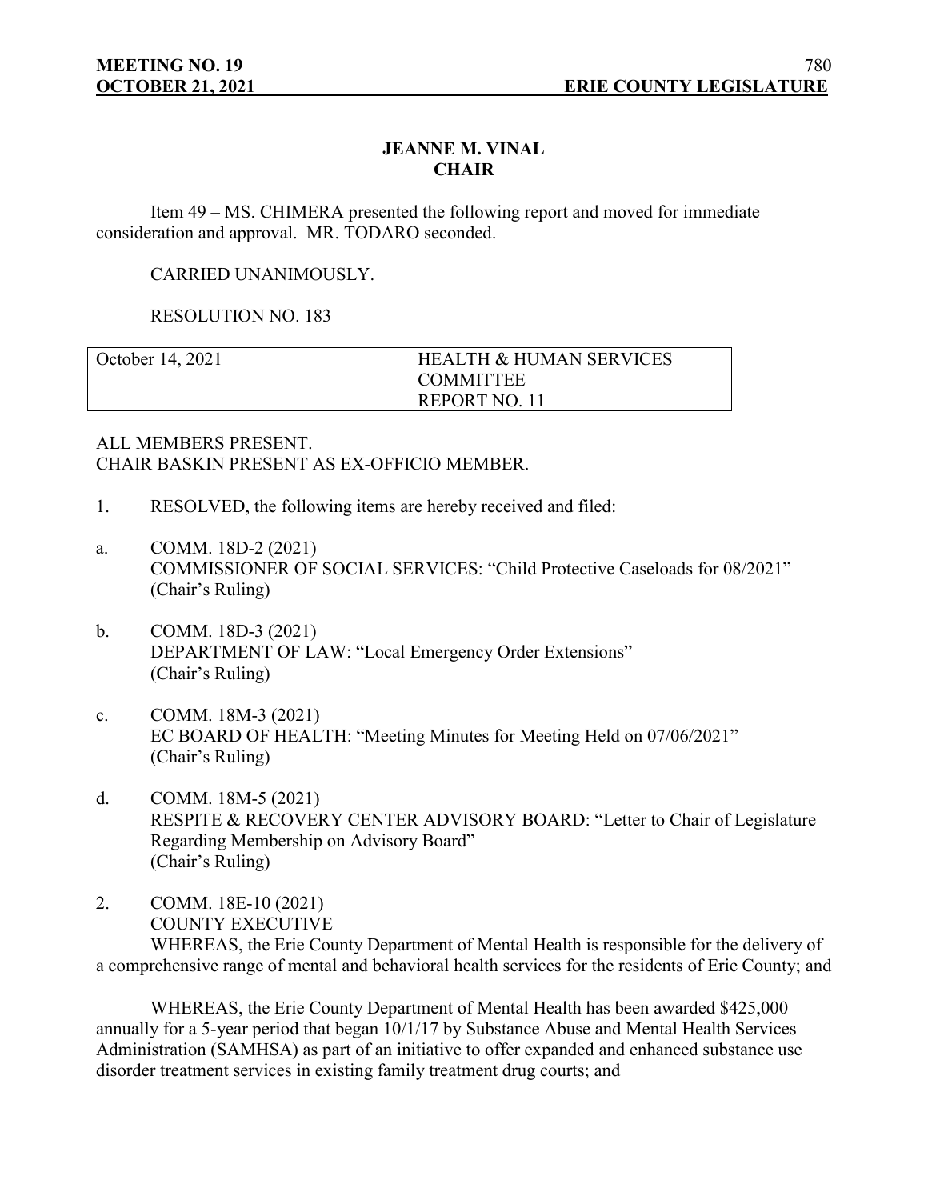**JEANNE M. VINAL**
**CHAIR**

Item 49 – MS. CHIMERA presented the following report and moved for immediate consideration and approval. MR. TODARO seconded.

CARRIED UNANIMOUSLY.

RESOLUTION NO. 183

| | |
|---|---|
| October 14, 2021 | HEALTH & HUMAN SERVICES COMMITTEE REPORT NO. 11 |

ALL MEMBERS PRESENT.
CHAIR BASKIN PRESENT AS EX-OFFICIO MEMBER.

1. RESOLVED, the following items are hereby received and filed:

a. COMM. 18D-2 (2021)
COMMISSIONER OF SOCIAL SERVICES: "Child Protective Caseloads for 08/2021"
(Chair's Ruling)

b. COMM. 18D-3 (2021)
DEPARTMENT OF LAW: "Local Emergency Order Extensions"
(Chair's Ruling)

c. COMM. 18M-3 (2021)
EC BOARD OF HEALTH: "Meeting Minutes for Meeting Held on 07/06/2021"
(Chair's Ruling)

d. COMM. 18M-5 (2021)
RESPITE & RECOVERY CENTER ADVISORY BOARD: "Letter to Chair of Legislature Regarding Membership on Advisory Board"
(Chair's Ruling)

2. COMM. 18E-10 (2021)
COUNTY EXECUTIVE

WHEREAS, the Erie County Department of Mental Health is responsible for the delivery of a comprehensive range of mental and behavioral health services for the residents of Erie County; and

WHEREAS, the Erie County Department of Mental Health has been awarded $425,000 annually for a 5-year period that began 10/1/17 by Substance Abuse and Mental Health Services Administration (SAMHSA) as part of an initiative to offer expanded and enhanced substance use disorder treatment services in existing family treatment drug courts; and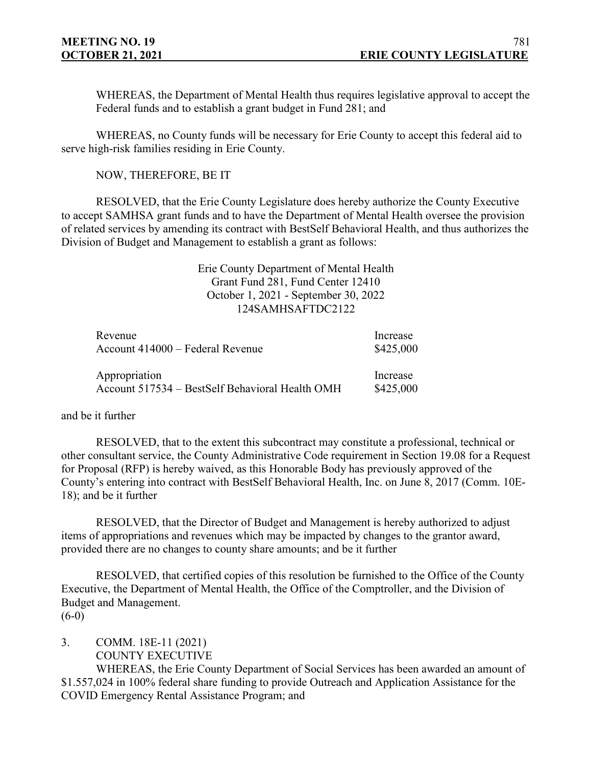WHEREAS, the Department of Mental Health thus requires legislative approval to accept the Federal funds and to establish a grant budget in Fund 281; and

WHEREAS, no County funds will be necessary for Erie County to accept this federal aid to serve high-risk families residing in Erie County.

NOW, THEREFORE, BE IT

RESOLVED, that the Erie County Legislature does hereby authorize the County Executive to accept SAMHSA grant funds and to have the Department of Mental Health oversee the provision of related services by amending its contract with BestSelf Behavioral Health, and thus authorizes the Division of Budget and Management to establish a grant as follows:

Erie County Department of Mental Health
Grant Fund 281, Fund Center 12410
October 1, 2021 - September 30, 2022
124SAMHSAFTDC2122

| | |
|---|---|
| Revenue | Increase |
| Account 414000 – Federal Revenue | \$425,000 |
| Appropriation | Increase |
| Account 517534 – BestSelf Behavioral Health OMH | \$425,000 |

and be it further

RESOLVED, that to the extent this subcontract may constitute a professional, technical or other consultant service, the County Administrative Code requirement in Section 19.08 for a Request for Proposal (RFP) is hereby waived, as this Honorable Body has previously approved of the County's entering into contract with BestSelf Behavioral Health, Inc. on June 8, 2017 (Comm. 10E-18); and be it further

RESOLVED, that the Director of Budget and Management is hereby authorized to adjust items of appropriations and revenues which may be impacted by changes to the grantor award, provided there are no changes to county share amounts; and be it further

RESOLVED, that certified copies of this resolution be furnished to the Office of the County Executive, the Department of Mental Health, the Office of the Comptroller, and the Division of Budget and Management.
(6-0)

3. COMM. 18E-11 (2021)
COUNTY EXECUTIVE

WHEREAS, the Erie County Department of Social Services has been awarded an amount of \$1.557,024 in 100% federal share funding to provide Outreach and Application Assistance for the COVID Emergency Rental Assistance Program; and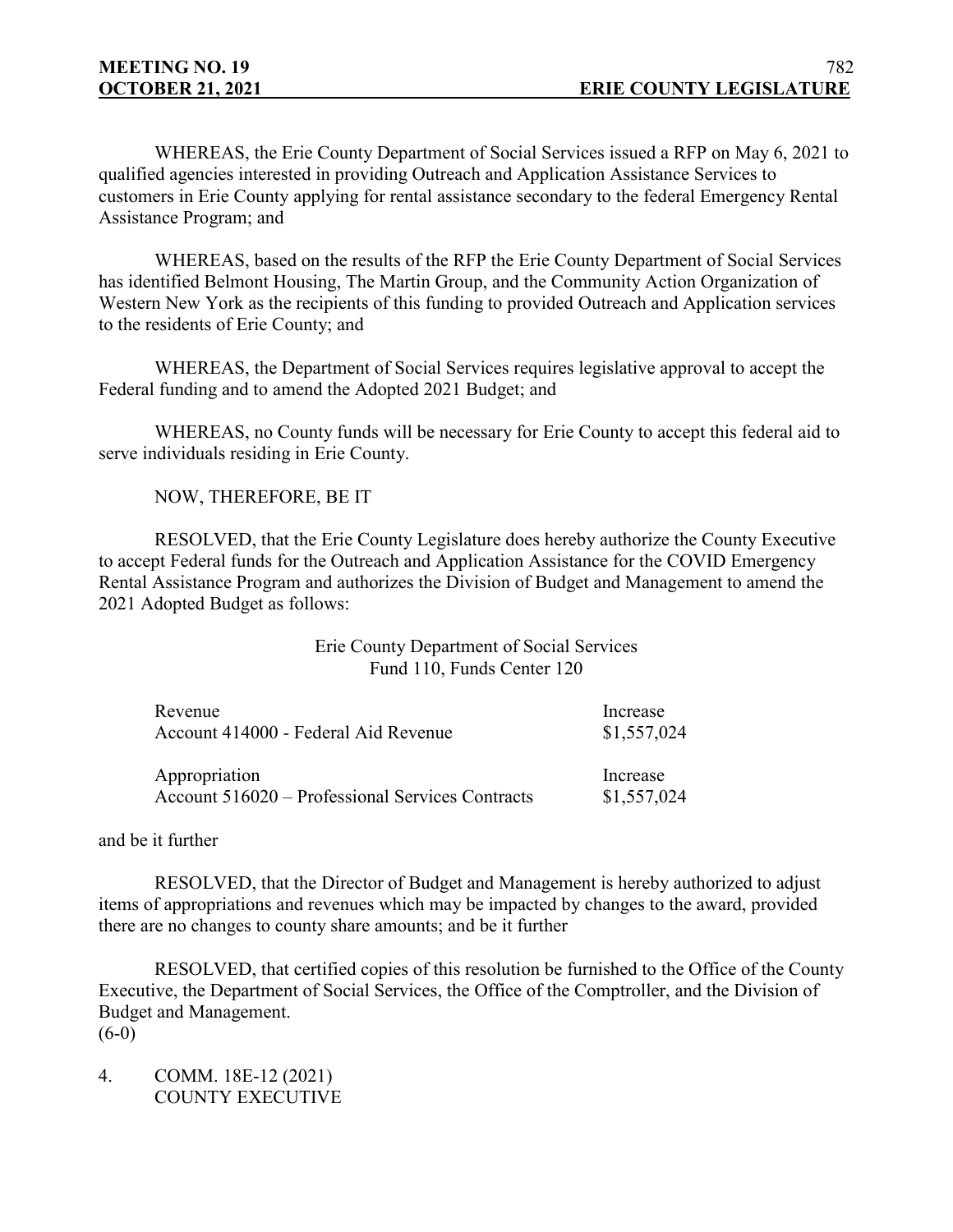WHEREAS, the Erie County Department of Social Services issued a RFP on May 6, 2021 to qualified agencies interested in providing Outreach and Application Assistance Services to customers in Erie County applying for rental assistance secondary to the federal Emergency Rental Assistance Program; and

WHEREAS, based on the results of the RFP the Erie County Department of Social Services has identified Belmont Housing, The Martin Group, and the Community Action Organization of Western New York as the recipients of this funding to provided Outreach and Application services to the residents of Erie County; and

WHEREAS, the Department of Social Services requires legislative approval to accept the Federal funding and to amend the Adopted 2021 Budget; and

WHEREAS, no County funds will be necessary for Erie County to accept this federal aid to serve individuals residing in Erie County.

NOW, THEREFORE, BE IT

RESOLVED, that the Erie County Legislature does hereby authorize the County Executive to accept Federal funds for the Outreach and Application Assistance for the COVID Emergency Rental Assistance Program and authorizes the Division of Budget and Management to amend the 2021 Adopted Budget as follows:

Erie County Department of Social Services
Fund 110, Funds Center 120

| | |
|---|---|
| Revenue | Increase |
| Account 414000 - Federal Aid Revenue | $1,557,024 |
| Appropriation | Increase |
| Account 516020 – Professional Services Contracts | $1,557,024 |

and be it further

RESOLVED, that the Director of Budget and Management is hereby authorized to adjust items of appropriations and revenues which may be impacted by changes to the award, provided there are no changes to county share amounts; and be it further

RESOLVED, that certified copies of this resolution be furnished to the Office of the County Executive, the Department of Social Services, the Office of the Comptroller, and the Division of Budget and Management.
(6-0)

4. COMM. 18E-12 (2021)
   COUNTY EXECUTIVE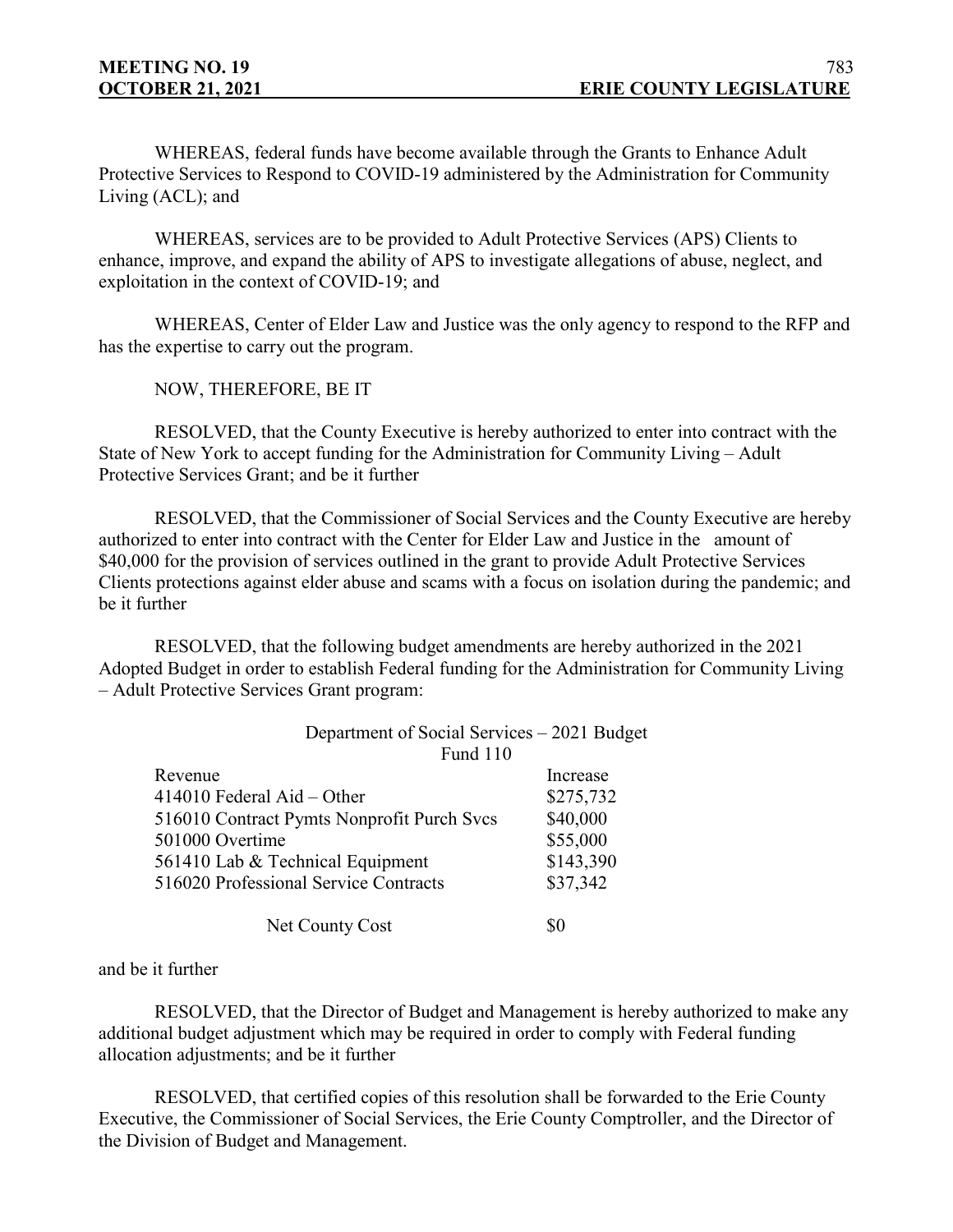WHEREAS, federal funds have become available through the Grants to Enhance Adult Protective Services to Respond to COVID-19 administered by the Administration for Community Living (ACL); and

WHEREAS, services are to be provided to Adult Protective Services (APS) Clients to enhance, improve, and expand the ability of APS to investigate allegations of abuse, neglect, and exploitation in the context of COVID-19; and

WHEREAS, Center of Elder Law and Justice was the only agency to respond to the RFP and has the expertise to carry out the program.

NOW, THEREFORE, BE IT

RESOLVED, that the County Executive is hereby authorized to enter into contract with the State of New York to accept funding for the Administration for Community Living – Adult Protective Services Grant; and be it further

RESOLVED, that the Commissioner of Social Services and the County Executive are hereby authorized to enter into contract with the Center for Elder Law and Justice in the amount of $40,000 for the provision of services outlined in the grant to provide Adult Protective Services Clients protections against elder abuse and scams with a focus on isolation during the pandemic; and be it further

RESOLVED, that the following budget amendments are hereby authorized in the 2021 Adopted Budget in order to establish Federal funding for the Administration for Community Living – Adult Protective Services Grant program:

Department of Social Services – 2021 Budget
Fund 110

| Revenue | Increase |
|---|---|
| 414010 Federal Aid – Other | $275,732 |
| 516010 Contract Pymts Nonprofit Purch Svcs | $40,000 |
| 501000 Overtime | $55,000 |
| 561410 Lab & Technical Equipment | $143,390 |
| 516020 Professional Service Contracts | $37,342 |
| Net County Cost | $0 |

and be it further

RESOLVED, that the Director of Budget and Management is hereby authorized to make any additional budget adjustment which may be required in order to comply with Federal funding allocation adjustments; and be it further

RESOLVED, that certified copies of this resolution shall be forwarded to the Erie County Executive, the Commissioner of Social Services, the Erie County Comptroller, and the Director of the Division of Budget and Management.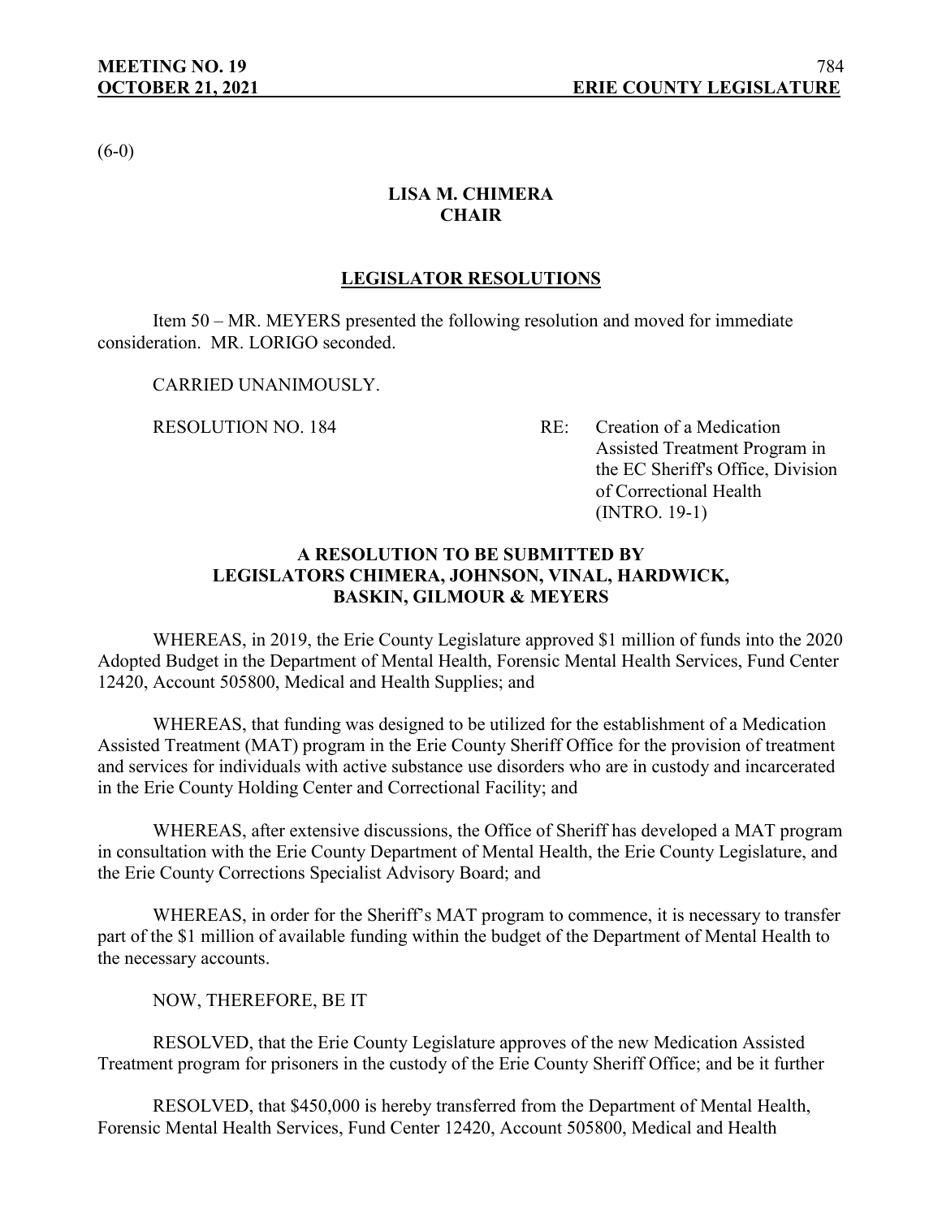(6-0)

**LISA M. CHIMERA**
**CHAIR**

## LEGISLATOR RESOLUTIONS

Item 50 – MR. MEYERS presented the following resolution and moved for immediate consideration. MR. LORIGO seconded.

CARRIED UNANIMOUSLY.

RESOLUTION NO. 184 RE: Creation of a Medication Assisted Treatment Program in the EC Sheriff's Office, Division of Correctional Health (INTRO. 19-1)

**A RESOLUTION TO BE SUBMITTED BY LEGISLATORS CHIMERA, JOHNSON, VINAL, HARDWICK, BASKIN, GILMOUR & MEYERS**

WHEREAS, in 2019, the Erie County Legislature approved $1 million of funds into the 2020 Adopted Budget in the Department of Mental Health, Forensic Mental Health Services, Fund Center 12420, Account 505800, Medical and Health Supplies; and

WHEREAS, that funding was designed to be utilized for the establishment of a Medication Assisted Treatment (MAT) program in the Erie County Sheriff Office for the provision of treatment and services for individuals with active substance use disorders who are in custody and incarcerated in the Erie County Holding Center and Correctional Facility; and

WHEREAS, after extensive discussions, the Office of Sheriff has developed a MAT program in consultation with the Erie County Department of Mental Health, the Erie County Legislature, and the Erie County Corrections Specialist Advisory Board; and

WHEREAS, in order for the Sheriff's MAT program to commence, it is necessary to transfer part of the $1 million of available funding within the budget of the Department of Mental Health to the necessary accounts.

NOW, THEREFORE, BE IT

RESOLVED, that the Erie County Legislature approves of the new Medication Assisted Treatment program for prisoners in the custody of the Erie County Sheriff Office; and be it further

RESOLVED, that $450,000 is hereby transferred from the Department of Mental Health, Forensic Mental Health Services, Fund Center 12420, Account 505800, Medical and Health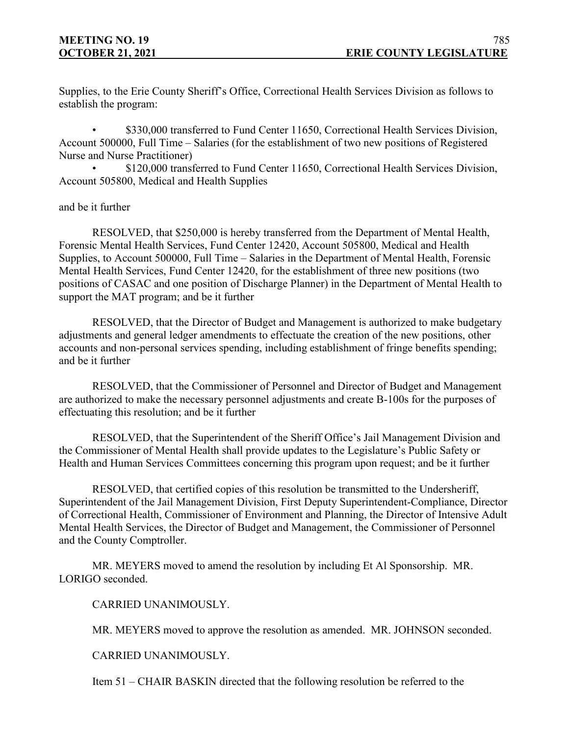Supplies, to the Erie County Sheriff's Office, Correctional Health Services Division as follows to establish the program:

- $330,000 transferred to Fund Center 11650, Correctional Health Services Division, Account 500000, Full Time – Salaries (for the establishment of two new positions of Registered Nurse and Nurse Practitioner)
- $120,000 transferred to Fund Center 11650, Correctional Health Services Division, Account 505800, Medical and Health Supplies

and be it further

RESOLVED, that $250,000 is hereby transferred from the Department of Mental Health, Forensic Mental Health Services, Fund Center 12420, Account 505800, Medical and Health Supplies, to Account 500000, Full Time – Salaries in the Department of Mental Health, Forensic Mental Health Services, Fund Center 12420, for the establishment of three new positions (two positions of CASAC and one position of Discharge Planner) in the Department of Mental Health to support the MAT program; and be it further

RESOLVED, that the Director of Budget and Management is authorized to make budgetary adjustments and general ledger amendments to effectuate the creation of the new positions, other accounts and non-personal services spending, including establishment of fringe benefits spending; and be it further

RESOLVED, that the Commissioner of Personnel and Director of Budget and Management are authorized to make the necessary personnel adjustments and create B-100s for the purposes of effectuating this resolution; and be it further

RESOLVED, that the Superintendent of the Sheriff Office's Jail Management Division and the Commissioner of Mental Health shall provide updates to the Legislature's Public Safety or Health and Human Services Committees concerning this program upon request; and be it further

RESOLVED, that certified copies of this resolution be transmitted to the Undersheriff, Superintendent of the Jail Management Division, First Deputy Superintendent-Compliance, Director of Correctional Health, Commissioner of Environment and Planning, the Director of Intensive Adult Mental Health Services, the Director of Budget and Management, the Commissioner of Personnel and the County Comptroller.

MR. MEYERS moved to amend the resolution by including Et Al Sponsorship. MR. LORIGO seconded.

CARRIED UNANIMOUSLY.

MR. MEYERS moved to approve the resolution as amended. MR. JOHNSON seconded.

CARRIED UNANIMOUSLY.

Item 51 – CHAIR BASKIN directed that the following resolution be referred to the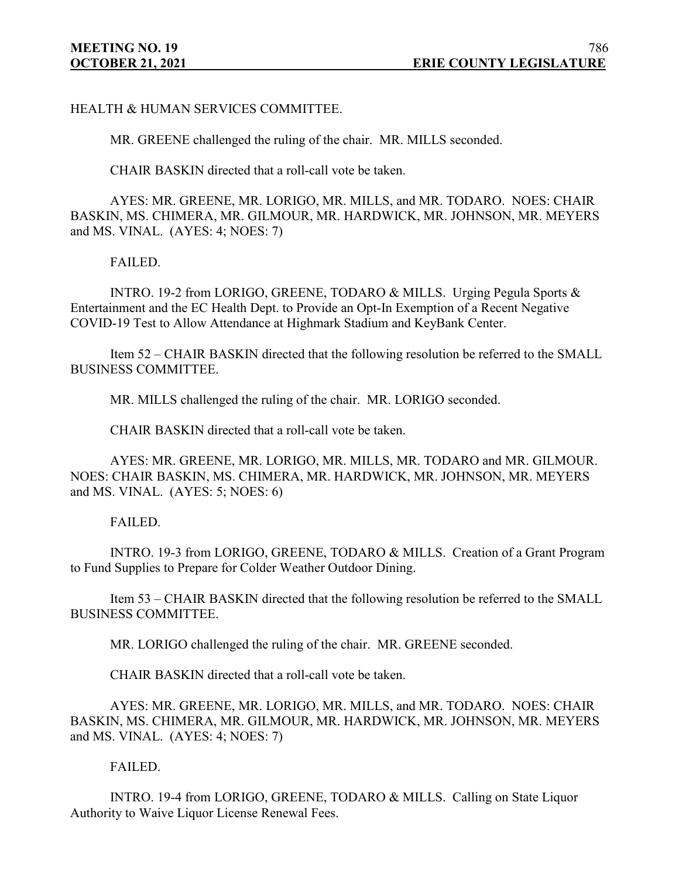HEALTH & HUMAN SERVICES COMMITTEE.

MR. GREENE challenged the ruling of the chair. MR. MILLS seconded.

CHAIR BASKIN directed that a roll-call vote be taken.

AYES: MR. GREENE, MR. LORIGO, MR. MILLS, and MR. TODARO. NOES: CHAIR BASKIN, MS. CHIMERA, MR. GILMOUR, MR. HARDWICK, MR. JOHNSON, MR. MEYERS and MS. VINAL. (AYES: 4; NOES: 7)

FAILED.

INTRO. 19-2 from LORIGO, GREENE, TODARO & MILLS. Urging Pegula Sports & Entertainment and the EC Health Dept. to Provide an Opt-In Exemption of a Recent Negative COVID-19 Test to Allow Attendance at Highmark Stadium and KeyBank Center.

Item 52 – CHAIR BASKIN directed that the following resolution be referred to the SMALL BUSINESS COMMITTEE.

MR. MILLS challenged the ruling of the chair. MR. LORIGO seconded.

CHAIR BASKIN directed that a roll-call vote be taken.

AYES: MR. GREENE, MR. LORIGO, MR. MILLS, MR. TODARO and MR. GILMOUR. NOES: CHAIR BASKIN, MS. CHIMERA, MR. HARDWICK, MR. JOHNSON, MR. MEYERS and MS. VINAL. (AYES: 5; NOES: 6)

FAILED.

INTRO. 19-3 from LORIGO, GREENE, TODARO & MILLS. Creation of a Grant Program to Fund Supplies to Prepare for Colder Weather Outdoor Dining.

Item 53 – CHAIR BASKIN directed that the following resolution be referred to the SMALL BUSINESS COMMITTEE.

MR. LORIGO challenged the ruling of the chair. MR. GREENE seconded.

CHAIR BASKIN directed that a roll-call vote be taken.

AYES: MR. GREENE, MR. LORIGO, MR. MILLS, and MR. TODARO. NOES: CHAIR BASKIN, MS. CHIMERA, MR. GILMOUR, MR. HARDWICK, MR. JOHNSON, MR. MEYERS and MS. VINAL. (AYES: 4; NOES: 7)

FAILED.

INTRO. 19-4 from LORIGO, GREENE, TODARO & MILLS. Calling on State Liquor Authority to Waive Liquor License Renewal Fees.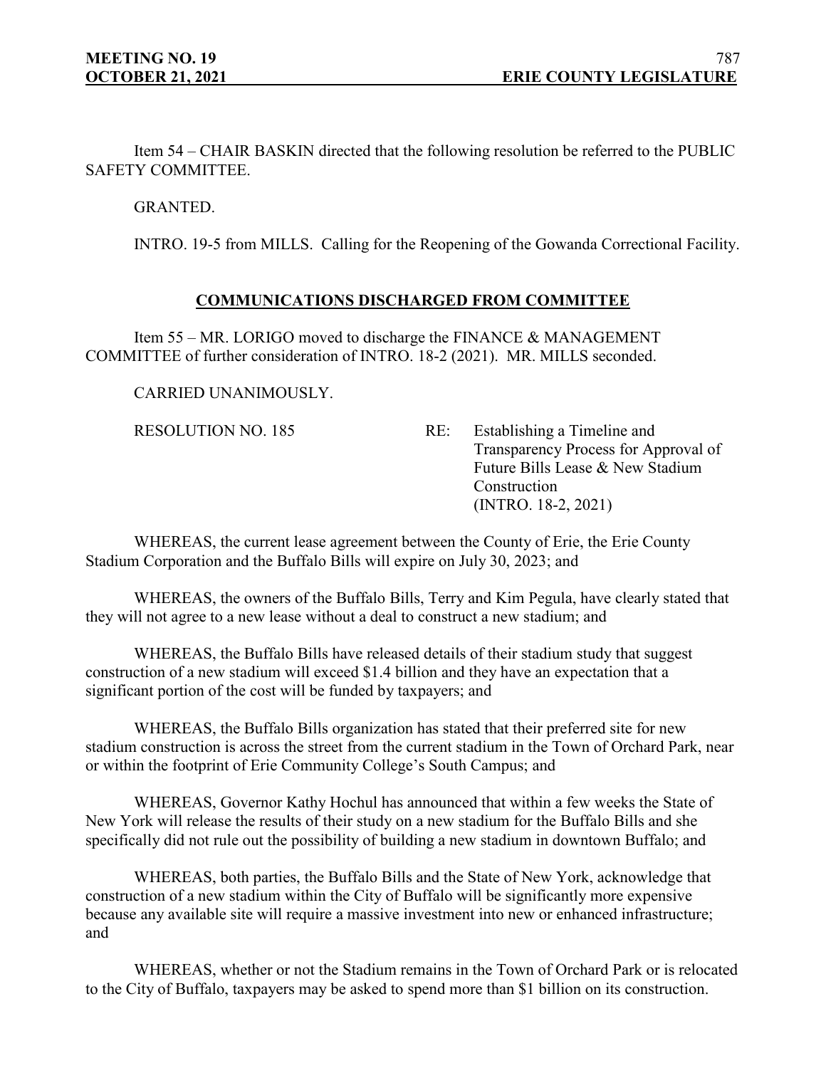Item 54 – CHAIR BASKIN directed that the following resolution be referred to the PUBLIC SAFETY COMMITTEE.

GRANTED.

INTRO. 19-5 from MILLS. Calling for the Reopening of the Gowanda Correctional Facility.

## **COMMUNICATIONS DISCHARGED FROM COMMITTEE**

Item 55 – MR. LORIGO moved to discharge the FINANCE & MANAGEMENT COMMITTEE of further consideration of INTRO. 18-2 (2021). MR. MILLS seconded.

CARRIED UNANIMOUSLY.

RESOLUTION NO. 185 RE: Establishing a Timeline and Transparency Process for Approval of Future Bills Lease & New Stadium Construction (INTRO. 18-2, 2021)

WHEREAS, the current lease agreement between the County of Erie, the Erie County Stadium Corporation and the Buffalo Bills will expire on July 30, 2023; and

WHEREAS, the owners of the Buffalo Bills, Terry and Kim Pegula, have clearly stated that they will not agree to a new lease without a deal to construct a new stadium; and

WHEREAS, the Buffalo Bills have released details of their stadium study that suggest construction of a new stadium will exceed \$1.4 billion and they have an expectation that a significant portion of the cost will be funded by taxpayers; and

WHEREAS, the Buffalo Bills organization has stated that their preferred site for new stadium construction is across the street from the current stadium in the Town of Orchard Park, near or within the footprint of Erie Community College's South Campus; and

WHEREAS, Governor Kathy Hochul has announced that within a few weeks the State of New York will release the results of their study on a new stadium for the Buffalo Bills and she specifically did not rule out the possibility of building a new stadium in downtown Buffalo; and

WHEREAS, both parties, the Buffalo Bills and the State of New York, acknowledge that construction of a new stadium within the City of Buffalo will be significantly more expensive because any available site will require a massive investment into new or enhanced infrastructure; and

WHEREAS, whether or not the Stadium remains in the Town of Orchard Park or is relocated to the City of Buffalo, taxpayers may be asked to spend more than \$1 billion on its construction.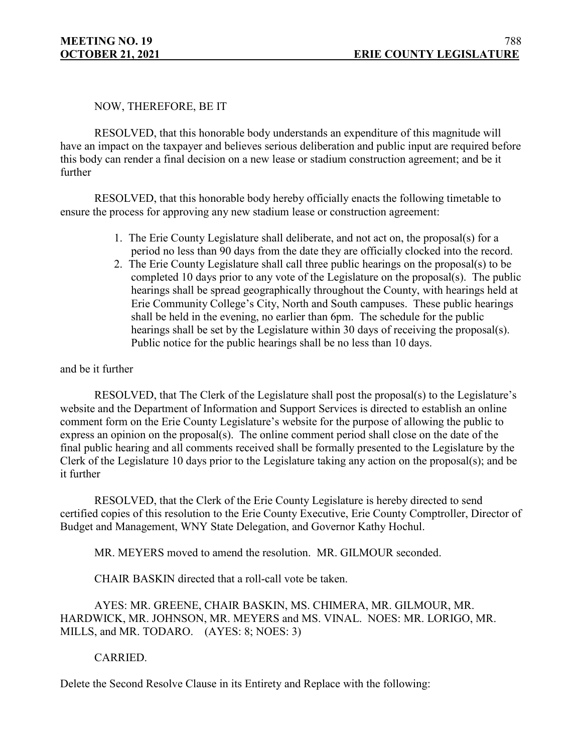NOW, THEREFORE, BE IT

RESOLVED, that this honorable body understands an expenditure of this magnitude will have an impact on the taxpayer and believes serious deliberation and public input are required before this body can render a final decision on a new lease or stadium construction agreement; and be it further

RESOLVED, that this honorable body hereby officially enacts the following timetable to ensure the process for approving any new stadium lease or construction agreement:

1. The Erie County Legislature shall deliberate, and not act on, the proposal(s) for a period no less than 90 days from the date they are officially clocked into the record.
2. The Erie County Legislature shall call three public hearings on the proposal(s) to be completed 10 days prior to any vote of the Legislature on the proposal(s). The public hearings shall be spread geographically throughout the County, with hearings held at Erie Community College's City, North and South campuses. These public hearings shall be held in the evening, no earlier than 6pm. The schedule for the public hearings shall be set by the Legislature within 30 days of receiving the proposal(s). Public notice for the public hearings shall be no less than 10 days.

and be it further

RESOLVED, that The Clerk of the Legislature shall post the proposal(s) to the Legislature's website and the Department of Information and Support Services is directed to establish an online comment form on the Erie County Legislature's website for the purpose of allowing the public to express an opinion on the proposal(s). The online comment period shall close on the date of the final public hearing and all comments received shall be formally presented to the Legislature by the Clerk of the Legislature 10 days prior to the Legislature taking any action on the proposal(s); and be it further

RESOLVED, that the Clerk of the Erie County Legislature is hereby directed to send certified copies of this resolution to the Erie County Executive, Erie County Comptroller, Director of Budget and Management, WNY State Delegation, and Governor Kathy Hochul.

MR. MEYERS moved to amend the resolution. MR. GILMOUR seconded.

CHAIR BASKIN directed that a roll-call vote be taken.

AYES: MR. GREENE, CHAIR BASKIN, MS. CHIMERA, MR. GILMOUR, MR. HARDWICK, MR. JOHNSON, MR. MEYERS and MS. VINAL. NOES: MR. LORIGO, MR. MILLS, and MR. TODARO. (AYES: 8; NOES: 3)

CARRIED.

Delete the Second Resolve Clause in its Entirety and Replace with the following: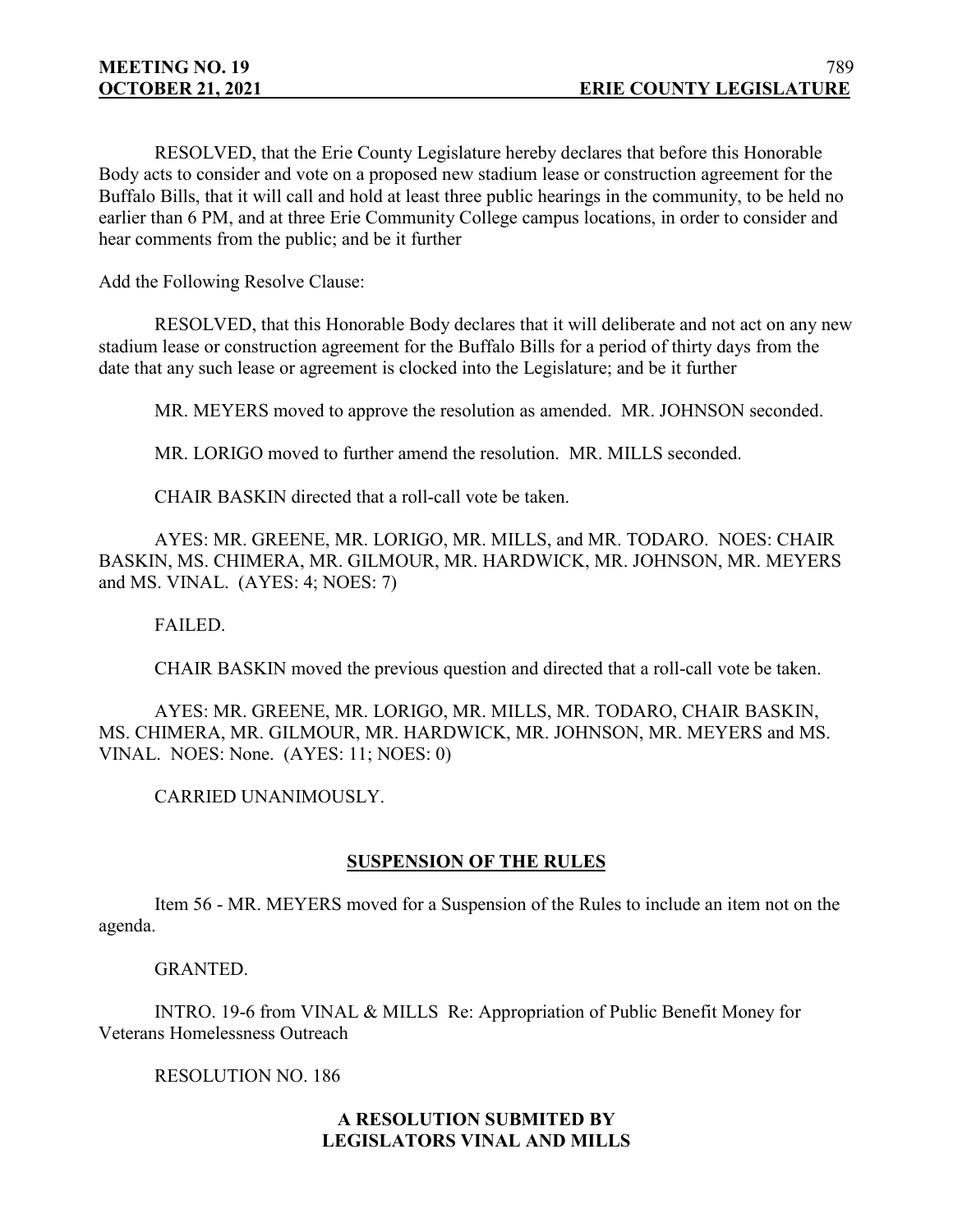RESOLVED, that the Erie County Legislature hereby declares that before this Honorable Body acts to consider and vote on a proposed new stadium lease or construction agreement for the Buffalo Bills, that it will call and hold at least three public hearings in the community, to be held no earlier than 6 PM, and at three Erie Community College campus locations, in order to consider and hear comments from the public; and be it further

Add the Following Resolve Clause:

RESOLVED, that this Honorable Body declares that it will deliberate and not act on any new stadium lease or construction agreement for the Buffalo Bills for a period of thirty days from the date that any such lease or agreement is clocked into the Legislature; and be it further

MR. MEYERS moved to approve the resolution as amended. MR. JOHNSON seconded.

MR. LORIGO moved to further amend the resolution. MR. MILLS seconded.

CHAIR BASKIN directed that a roll-call vote be taken.

AYES: MR. GREENE, MR. LORIGO, MR. MILLS, and MR. TODARO. NOES: CHAIR BASKIN, MS. CHIMERA, MR. GILMOUR, MR. HARDWICK, MR. JOHNSON, MR. MEYERS and MS. VINAL. (AYES: 4; NOES: 7)

FAILED.

CHAIR BASKIN moved the previous question and directed that a roll-call vote be taken.

AYES: MR. GREENE, MR. LORIGO, MR. MILLS, MR. TODARO, CHAIR BASKIN, MS. CHIMERA, MR. GILMOUR, MR. HARDWICK, MR. JOHNSON, MR. MEYERS and MS. VINAL. NOES: None. (AYES: 11; NOES: 0)

CARRIED UNANIMOUSLY.

## SUSPENSION OF THE RULES

Item 56 - MR. MEYERS moved for a Suspension of the Rules to include an item not on the agenda.

GRANTED.

INTRO. 19-6 from VINAL & MILLS Re: Appropriation of Public Benefit Money for Veterans Homelessness Outreach

RESOLUTION NO. 186

**A RESOLUTION SUBMITED BY LEGISLATORS VINAL AND MILLS**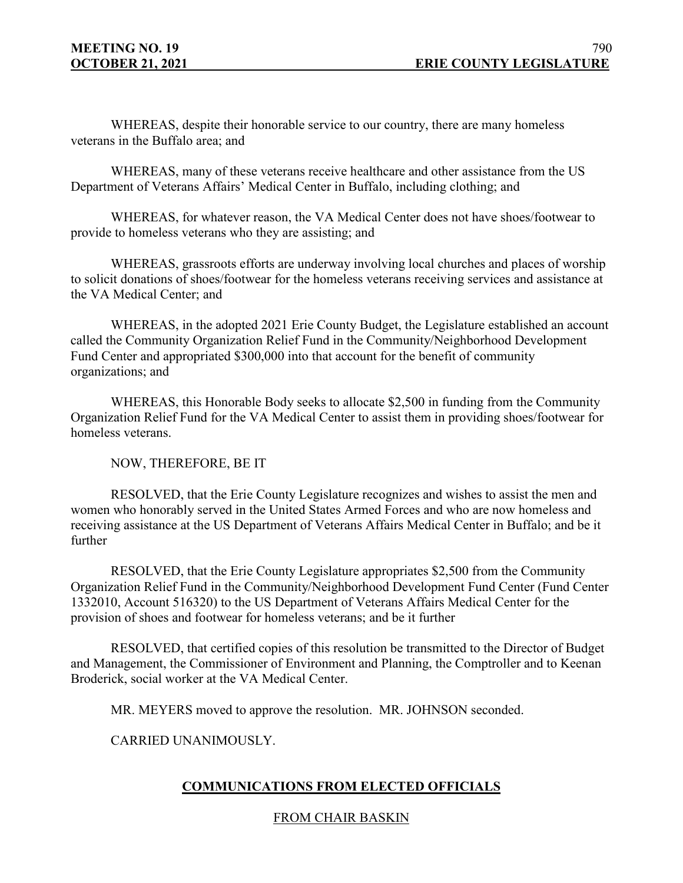WHEREAS, despite their honorable service to our country, there are many homeless veterans in the Buffalo area; and

WHEREAS, many of these veterans receive healthcare and other assistance from the US Department of Veterans Affairs' Medical Center in Buffalo, including clothing; and

WHEREAS, for whatever reason, the VA Medical Center does not have shoes/footwear to provide to homeless veterans who they are assisting; and

WHEREAS, grassroots efforts are underway involving local churches and places of worship to solicit donations of shoes/footwear for the homeless veterans receiving services and assistance at the VA Medical Center; and

WHEREAS, in the adopted 2021 Erie County Budget, the Legislature established an account called the Community Organization Relief Fund in the Community/Neighborhood Development Fund Center and appropriated $300,000 into that account for the benefit of community organizations; and

WHEREAS, this Honorable Body seeks to allocate $2,500 in funding from the Community Organization Relief Fund for the VA Medical Center to assist them in providing shoes/footwear for homeless veterans.

NOW, THEREFORE, BE IT

RESOLVED, that the Erie County Legislature recognizes and wishes to assist the men and women who honorably served in the United States Armed Forces and who are now homeless and receiving assistance at the US Department of Veterans Affairs Medical Center in Buffalo; and be it further

RESOLVED, that the Erie County Legislature appropriates $2,500 from the Community Organization Relief Fund in the Community/Neighborhood Development Fund Center (Fund Center 1332010, Account 516320) to the US Department of Veterans Affairs Medical Center for the provision of shoes and footwear for homeless veterans; and be it further

RESOLVED, that certified copies of this resolution be transmitted to the Director of Budget and Management, the Commissioner of Environment and Planning, the Comptroller and to Keenan Broderick, social worker at the VA Medical Center.

MR. MEYERS moved to approve the resolution. MR. JOHNSON seconded.

CARRIED UNANIMOUSLY.

## COMMUNICATIONS FROM ELECTED OFFICIALS

### FROM CHAIR BASKIN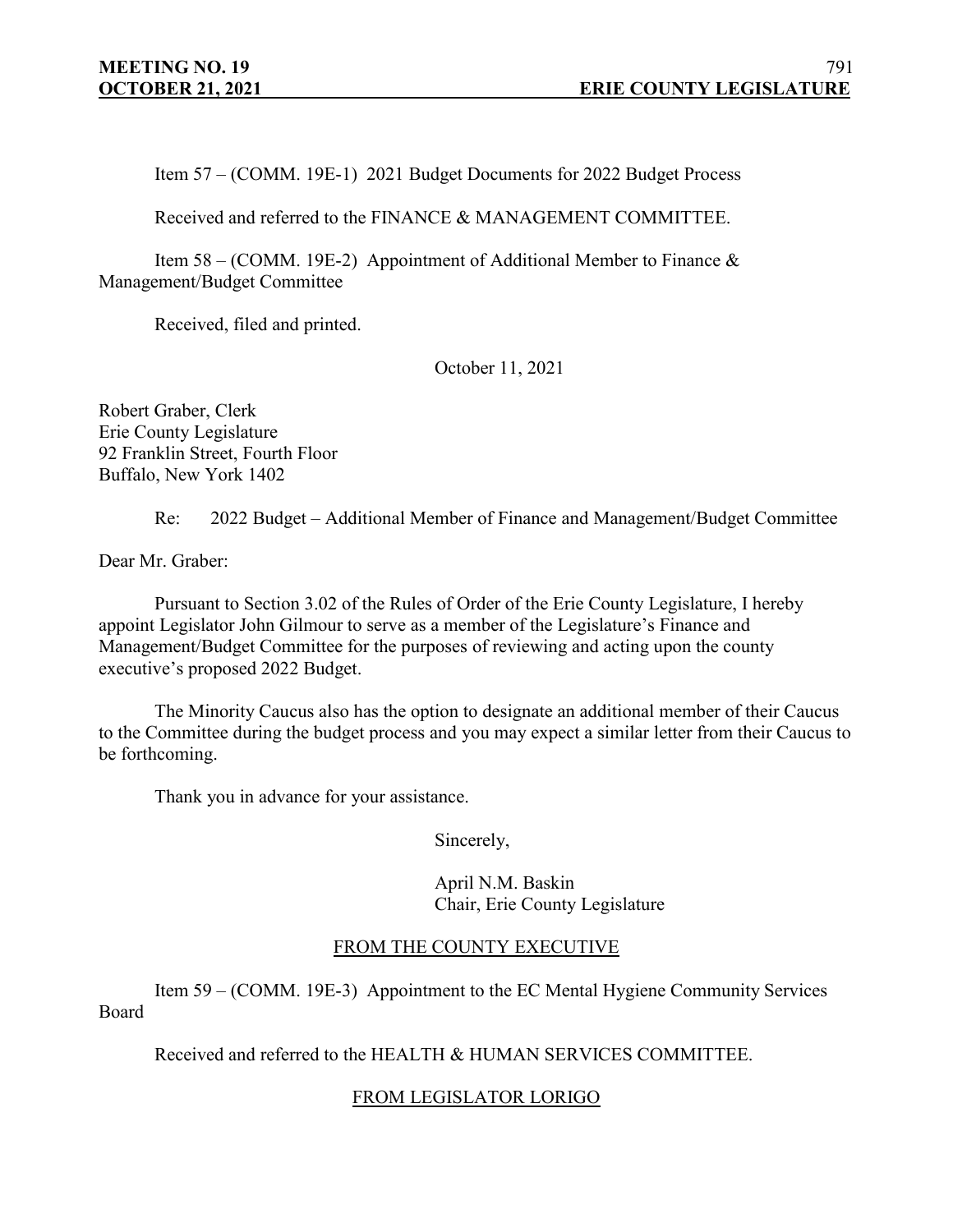Item 57 – (COMM. 19E-1) 2021 Budget Documents for 2022 Budget Process

Received and referred to the FINANCE & MANAGEMENT COMMITTEE.

Item 58 – (COMM. 19E-2) Appointment of Additional Member to Finance & Management/Budget Committee

Received, filed and printed.

October 11, 2021

Robert Graber, Clerk
Erie County Legislature
92 Franklin Street, Fourth Floor
Buffalo, New York 1402

Re: 2022 Budget – Additional Member of Finance and Management/Budget Committee

Dear Mr. Graber:

Pursuant to Section 3.02 of the Rules of Order of the Erie County Legislature, I hereby appoint Legislator John Gilmour to serve as a member of the Legislature's Finance and Management/Budget Committee for the purposes of reviewing and acting upon the county executive's proposed 2022 Budget.

The Minority Caucus also has the option to designate an additional member of their Caucus to the Committee during the budget process and you may expect a similar letter from their Caucus to be forthcoming.

Thank you in advance for your assistance.

Sincerely,

April N.M. Baskin
Chair, Erie County Legislature

## FROM THE COUNTY EXECUTIVE

Item 59 – (COMM. 19E-3) Appointment to the EC Mental Hygiene Community Services Board

Received and referred to the HEALTH & HUMAN SERVICES COMMITTEE.

## FROM LEGISLATOR LORIGO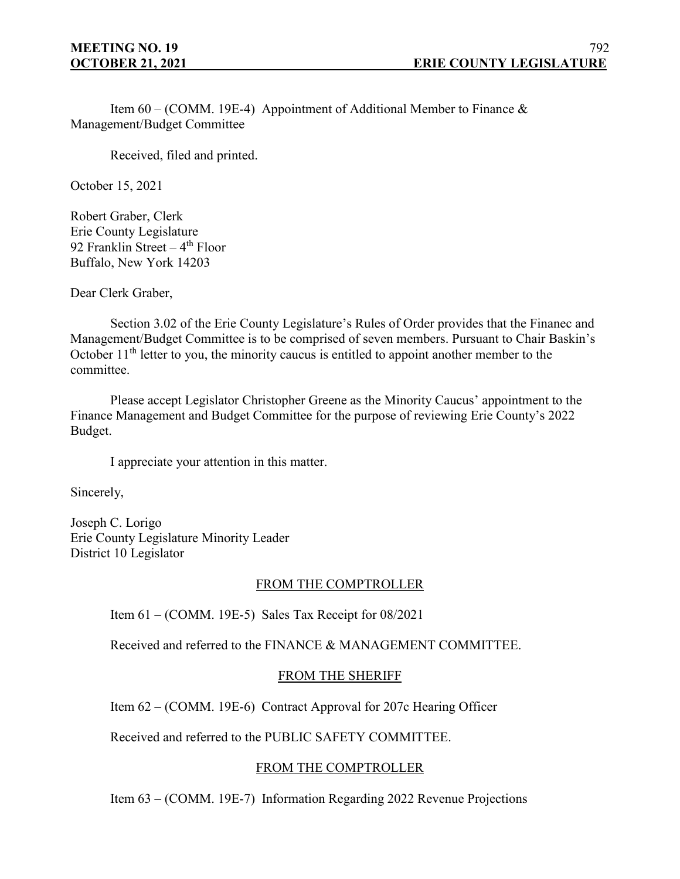Item 60 – (COMM. 19E-4) Appointment of Additional Member to Finance & Management/Budget Committee

Received, filed and printed.

October 15, 2021

Robert Graber, Clerk
Erie County Legislature
92 Franklin Street – 4th Floor
Buffalo, New York 14203

Dear Clerk Graber,

Section 3.02 of the Erie County Legislature's Rules of Order provides that the Finanec and Management/Budget Committee is to be comprised of seven members. Pursuant to Chair Baskin's October 11th letter to you, the minority caucus is entitled to appoint another member to the committee.

Please accept Legislator Christopher Greene as the Minority Caucus' appointment to the Finance Management and Budget Committee for the purpose of reviewing Erie County's 2022 Budget.

I appreciate your attention in this matter.

Sincerely,

Joseph C. Lorigo
Erie County Legislature Minority Leader
District 10 Legislator

FROM THE COMPTROLLER

Item 61 – (COMM. 19E-5) Sales Tax Receipt for 08/2021

Received and referred to the FINANCE & MANAGEMENT COMMITTEE.

FROM THE SHERIFF

Item 62 – (COMM. 19E-6) Contract Approval for 207c Hearing Officer

Received and referred to the PUBLIC SAFETY COMMITTEE.

FROM THE COMPTROLLER

Item 63 – (COMM. 19E-7) Information Regarding 2022 Revenue Projections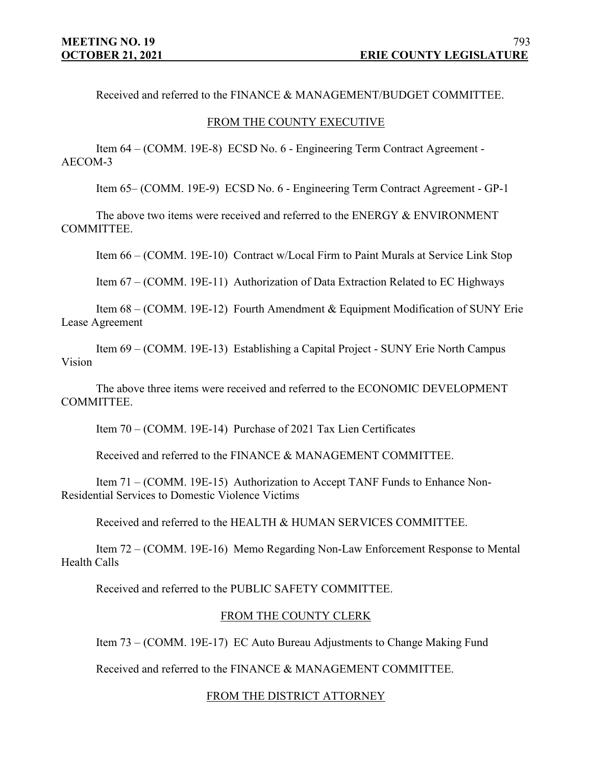Received and referred to the FINANCE & MANAGEMENT/BUDGET COMMITTEE.

FROM THE COUNTY EXECUTIVE

Item 64 – (COMM. 19E-8) ECSD No. 6 - Engineering Term Contract Agreement - AECOM-3

Item 65– (COMM. 19E-9) ECSD No. 6 - Engineering Term Contract Agreement - GP-1

The above two items were received and referred to the ENERGY & ENVIRONMENT COMMITTEE.

Item 66 – (COMM. 19E-10) Contract w/Local Firm to Paint Murals at Service Link Stop

Item 67 – (COMM. 19E-11) Authorization of Data Extraction Related to EC Highways

Item 68 – (COMM. 19E-12) Fourth Amendment & Equipment Modification of SUNY Erie Lease Agreement

Item 69 – (COMM. 19E-13) Establishing a Capital Project - SUNY Erie North Campus Vision

The above three items were received and referred to the ECONOMIC DEVELOPMENT COMMITTEE.

Item 70 – (COMM. 19E-14) Purchase of 2021 Tax Lien Certificates

Received and referred to the FINANCE & MANAGEMENT COMMITTEE.

Item 71 – (COMM. 19E-15) Authorization to Accept TANF Funds to Enhance Non-Residential Services to Domestic Violence Victims

Received and referred to the HEALTH & HUMAN SERVICES COMMITTEE.

Item 72 – (COMM. 19E-16) Memo Regarding Non-Law Enforcement Response to Mental Health Calls

Received and referred to the PUBLIC SAFETY COMMITTEE.

FROM THE COUNTY CLERK

Item 73 – (COMM. 19E-17) EC Auto Bureau Adjustments to Change Making Fund

Received and referred to the FINANCE & MANAGEMENT COMMITTEE.

FROM THE DISTRICT ATTORNEY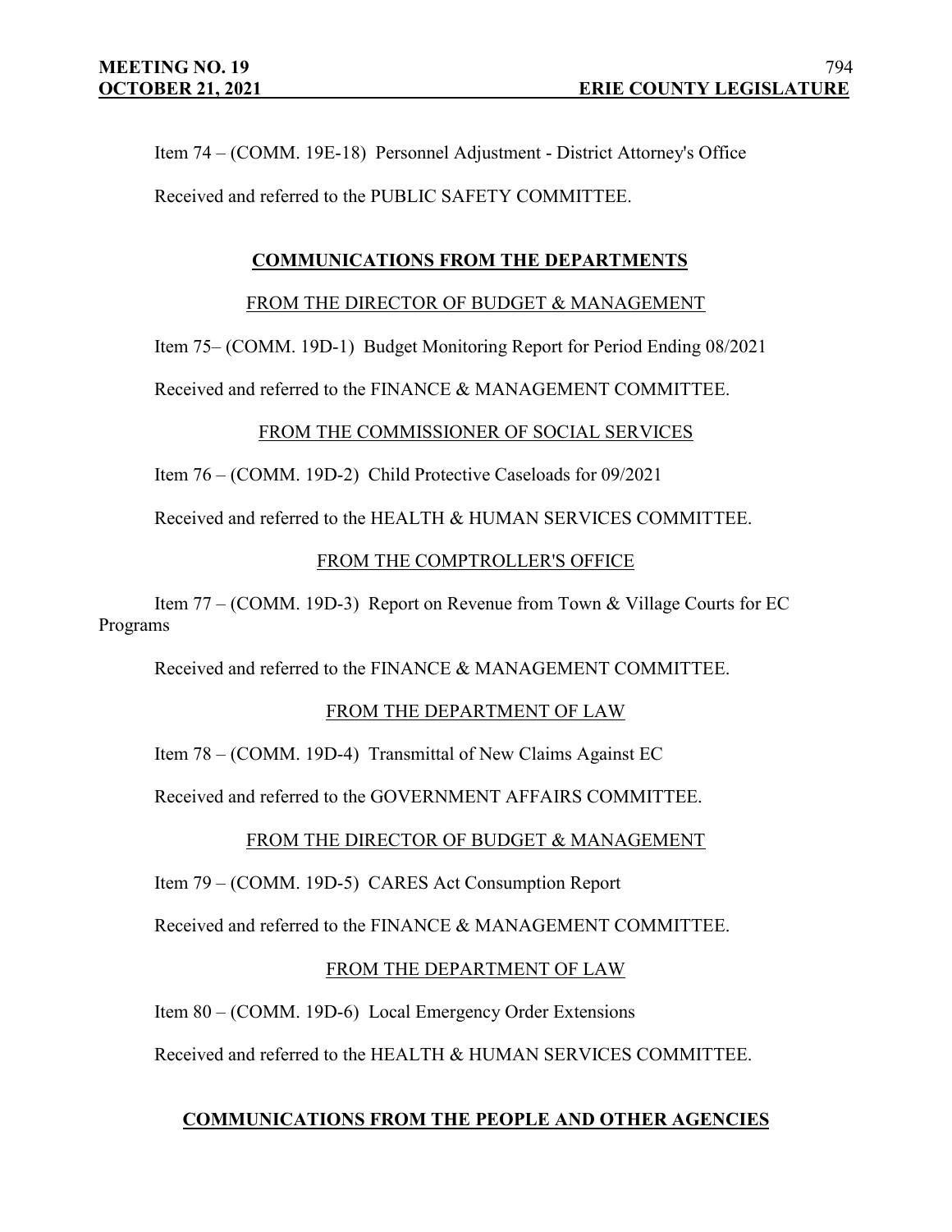Item 74 – (COMM. 19E-18) Personnel Adjustment - District Attorney's Office

Received and referred to the PUBLIC SAFETY COMMITTEE.

## COMMUNICATIONS FROM THE DEPARTMENTS

### FROM THE DIRECTOR OF BUDGET & MANAGEMENT

Item 75– (COMM. 19D-1) Budget Monitoring Report for Period Ending 08/2021

Received and referred to the FINANCE & MANAGEMENT COMMITTEE.

### FROM THE COMMISSIONER OF SOCIAL SERVICES

Item 76 – (COMM. 19D-2) Child Protective Caseloads for 09/2021

Received and referred to the HEALTH & HUMAN SERVICES COMMITTEE.

### FROM THE COMPTROLLER'S OFFICE

Item 77 – (COMM. 19D-3) Report on Revenue from Town & Village Courts for EC Programs

Received and referred to the FINANCE & MANAGEMENT COMMITTEE.

### FROM THE DEPARTMENT OF LAW

Item 78 – (COMM. 19D-4) Transmittal of New Claims Against EC

Received and referred to the GOVERNMENT AFFAIRS COMMITTEE.

### FROM THE DIRECTOR OF BUDGET & MANAGEMENT

Item 79 – (COMM. 19D-5) CARES Act Consumption Report

Received and referred to the FINANCE & MANAGEMENT COMMITTEE.

### FROM THE DEPARTMENT OF LAW

Item 80 – (COMM. 19D-6) Local Emergency Order Extensions

Received and referred to the HEALTH & HUMAN SERVICES COMMITTEE.

## COMMUNICATIONS FROM THE PEOPLE AND OTHER AGENCIES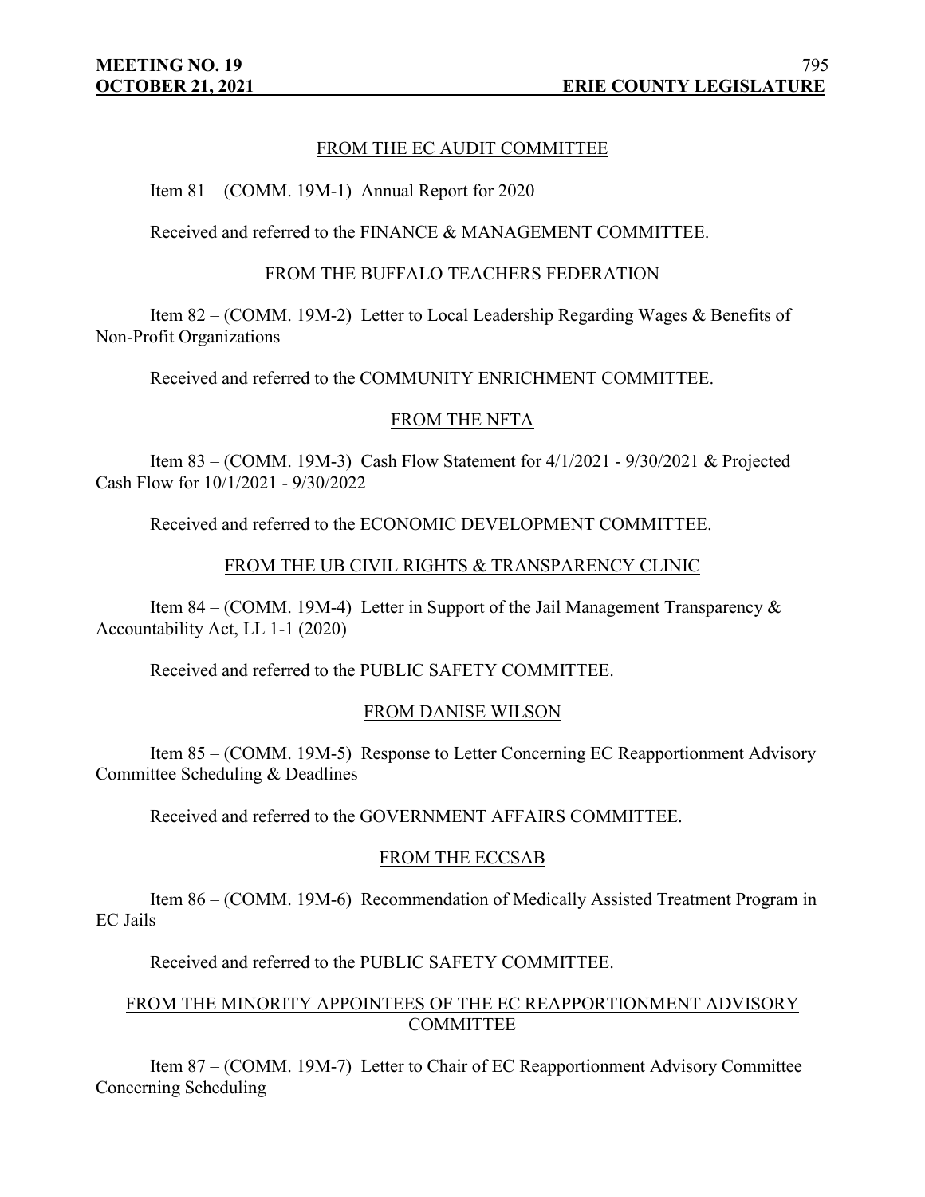FROM THE EC AUDIT COMMITTEE

Item 81 – (COMM. 19M-1) Annual Report for 2020

Received and referred to the FINANCE & MANAGEMENT COMMITTEE.

FROM THE BUFFALO TEACHERS FEDERATION

Item 82 – (COMM. 19M-2) Letter to Local Leadership Regarding Wages & Benefits of Non-Profit Organizations

Received and referred to the COMMUNITY ENRICHMENT COMMITTEE.

FROM THE NFTA

Item 83 – (COMM. 19M-3) Cash Flow Statement for 4/1/2021 - 9/30/2021 & Projected Cash Flow for 10/1/2021 - 9/30/2022

Received and referred to the ECONOMIC DEVELOPMENT COMMITTEE.

FROM THE UB CIVIL RIGHTS & TRANSPARENCY CLINIC

Item 84 – (COMM. 19M-4) Letter in Support of the Jail Management Transparency & Accountability Act, LL 1-1 (2020)

Received and referred to the PUBLIC SAFETY COMMITTEE.

FROM DANISE WILSON

Item 85 – (COMM. 19M-5) Response to Letter Concerning EC Reapportionment Advisory Committee Scheduling & Deadlines

Received and referred to the GOVERNMENT AFFAIRS COMMITTEE.

FROM THE ECCSAB

Item 86 – (COMM. 19M-6) Recommendation of Medically Assisted Treatment Program in EC Jails

Received and referred to the PUBLIC SAFETY COMMITTEE.

FROM THE MINORITY APPOINTEES OF THE EC REAPPORTIONMENT ADVISORY COMMITTEE

Item 87 – (COMM. 19M-7) Letter to Chair of EC Reapportionment Advisory Committee Concerning Scheduling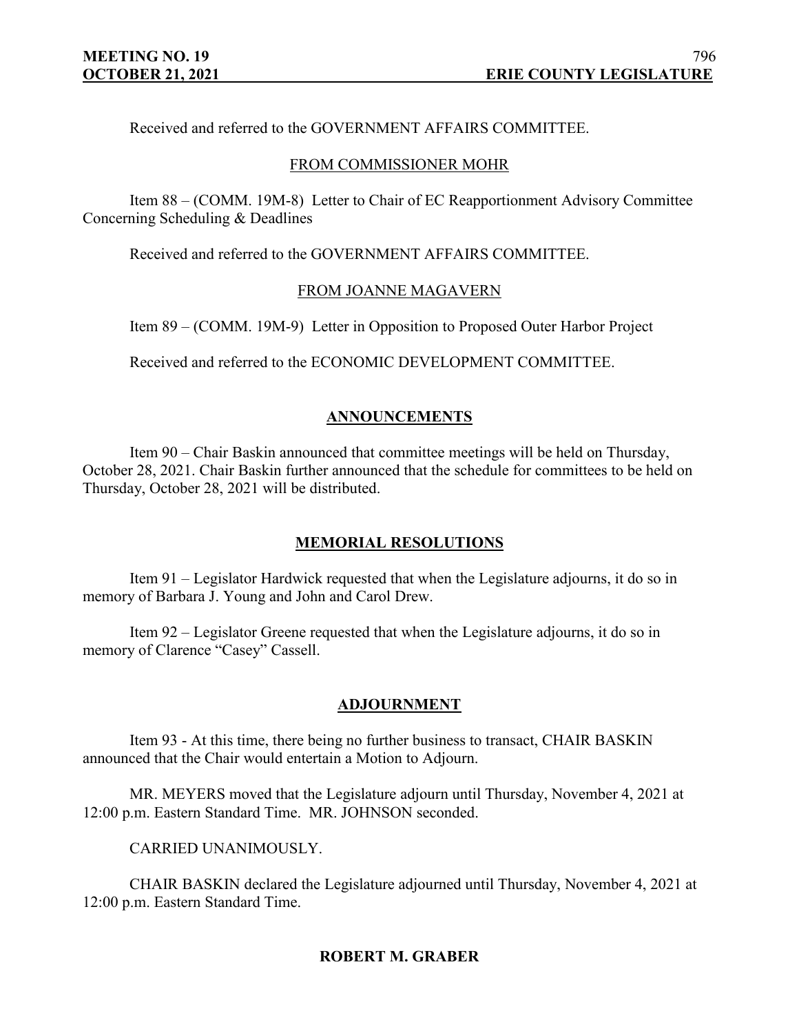Received and referred to the GOVERNMENT AFFAIRS COMMITTEE.

FROM COMMISSIONER MOHR

Item 88 – (COMM. 19M-8) Letter to Chair of EC Reapportionment Advisory Committee Concerning Scheduling & Deadlines

Received and referred to the GOVERNMENT AFFAIRS COMMITTEE.

FROM JOANNE MAGAVERN

Item 89 – (COMM. 19M-9) Letter in Opposition to Proposed Outer Harbor Project

Received and referred to the ECONOMIC DEVELOPMENT COMMITTEE.

## ANNOUNCEMENTS

Item 90 – Chair Baskin announced that committee meetings will be held on Thursday, October 28, 2021. Chair Baskin further announced that the schedule for committees to be held on Thursday, October 28, 2021 will be distributed.

## MEMORIAL RESOLUTIONS

Item 91 – Legislator Hardwick requested that when the Legislature adjourns, it do so in memory of Barbara J. Young and John and Carol Drew.

Item 92 – Legislator Greene requested that when the Legislature adjourns, it do so in memory of Clarence "Casey" Cassell.

## ADJOURNMENT

Item 93 - At this time, there being no further business to transact, CHAIR BASKIN announced that the Chair would entertain a Motion to Adjourn.

MR. MEYERS moved that the Legislature adjourn until Thursday, November 4, 2021 at 12:00 p.m. Eastern Standard Time. MR. JOHNSON seconded.

CARRIED UNANIMOUSLY.

CHAIR BASKIN declared the Legislature adjourned until Thursday, November 4, 2021 at 12:00 p.m. Eastern Standard Time.

**ROBERT M. GRABER**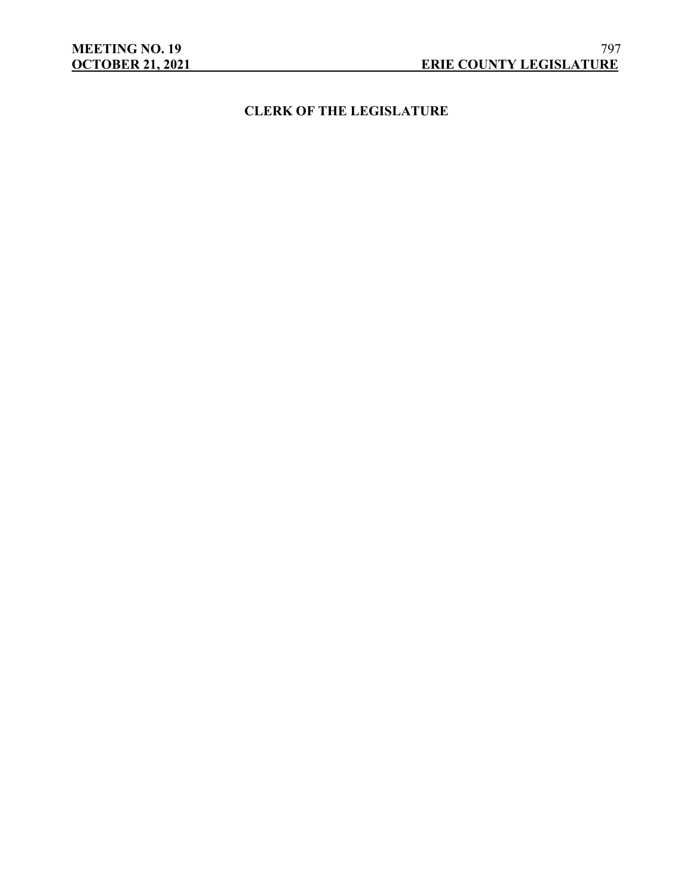**CLERK OF THE LEGISLATURE**